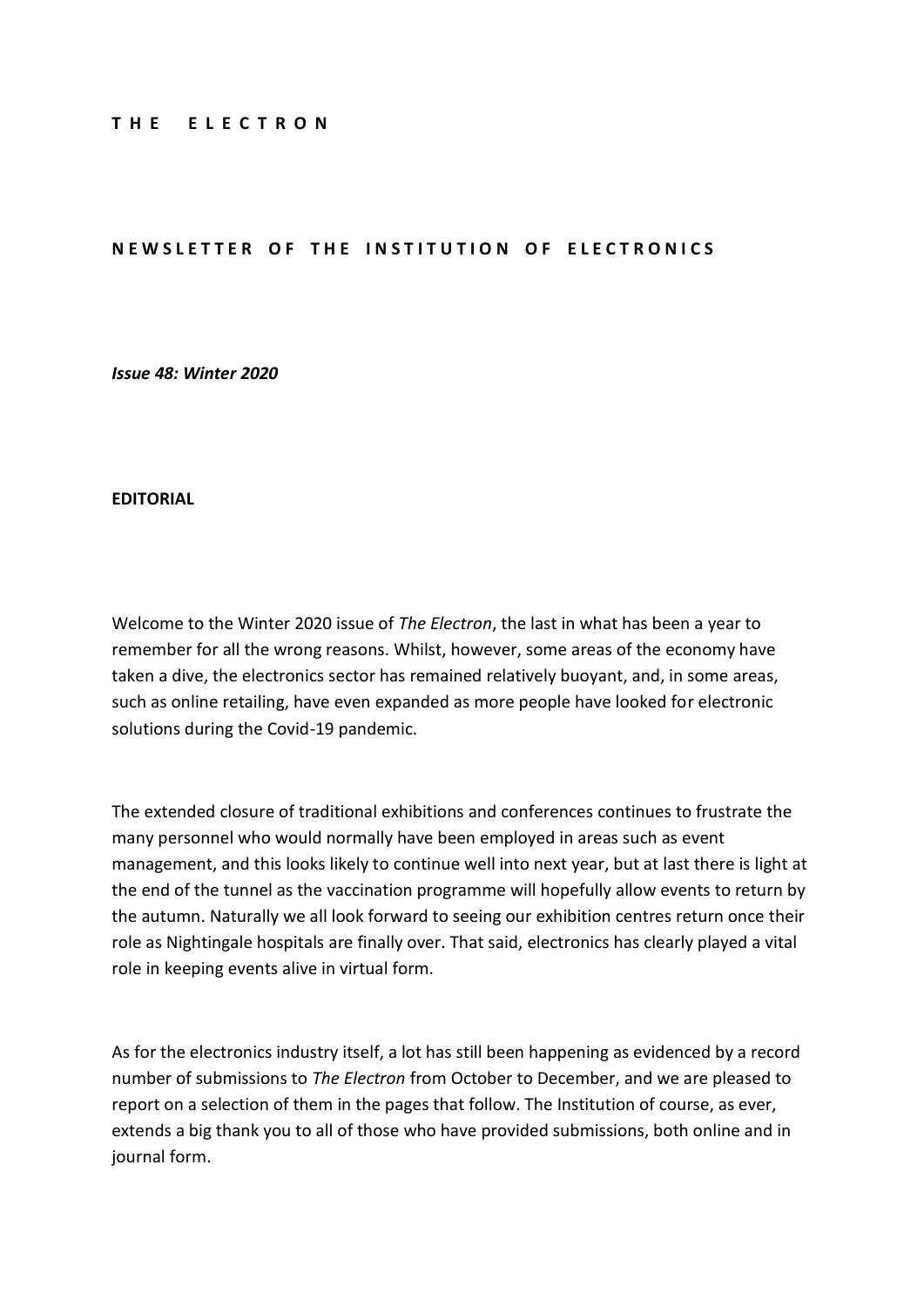# THE ELECTRON

## NEWSLETTER OF THE INSTITUTION OF ELECTRONICS

***Issue 48: Winter 2020***

**EDITORIAL**

Welcome to the Winter 2020 issue of *The Electron*, the last in what has been a year to remember for all the wrong reasons. Whilst, however, some areas of the economy have taken a dive, the electronics sector has remained relatively buoyant, and, in some areas, such as online retailing, have even expanded as more people have looked for electronic solutions during the Covid-19 pandemic.

The extended closure of traditional exhibitions and conferences continues to frustrate the many personnel who would normally have been employed in areas such as event management, and this looks likely to continue well into next year, but at last there is light at the end of the tunnel as the vaccination programme will hopefully allow events to return by the autumn. Naturally we all look forward to seeing our exhibition centres return once their role as Nightingale hospitals are finally over. That said, electronics has clearly played a vital role in keeping events alive in virtual form.

As for the electronics industry itself, a lot has still been happening as evidenced by a record number of submissions to *The Electron* from October to December, and we are pleased to report on a selection of them in the pages that follow. The Institution of course, as ever, extends a big thank you to all of those who have provided submissions, both online and in journal form.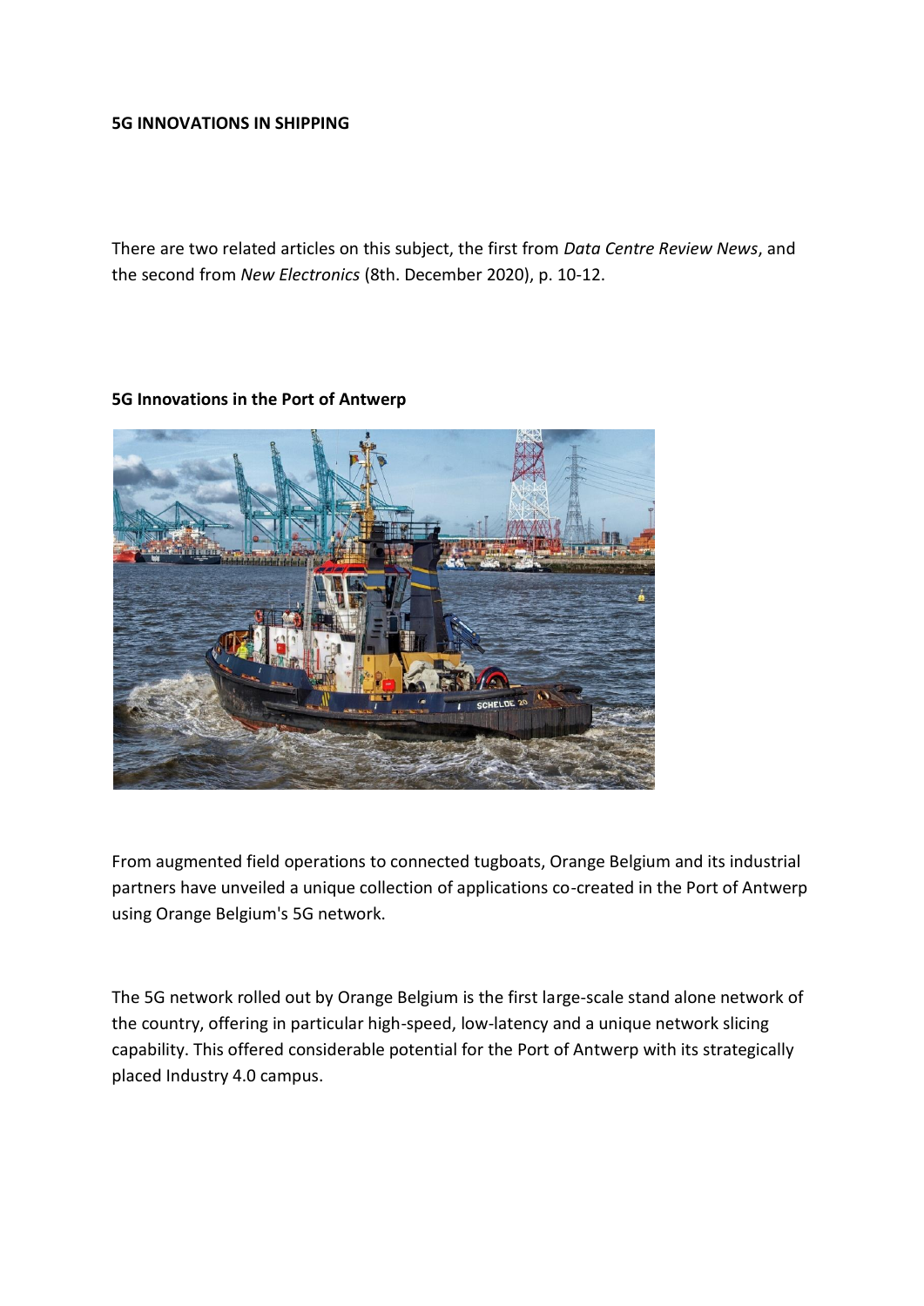**5G INNOVATIONS IN SHIPPING**

There are two related articles on this subject, the first from *Data Centre Review News*, and the second from *New Electronics* (8th. December 2020), p. 10-12.

**5G Innovations in the Port of Antwerp**

From augmented field operations to connected tugboats, Orange Belgium and its industrial partners have unveiled a unique collection of applications co-created in the Port of Antwerp using Orange Belgium's 5G network.

The 5G network rolled out by Orange Belgium is the first large-scale stand alone network of the country, offering in particular high-speed, low-latency and a unique network slicing capability. This offered considerable potential for the Port of Antwerp with its strategically placed Industry 4.0 campus.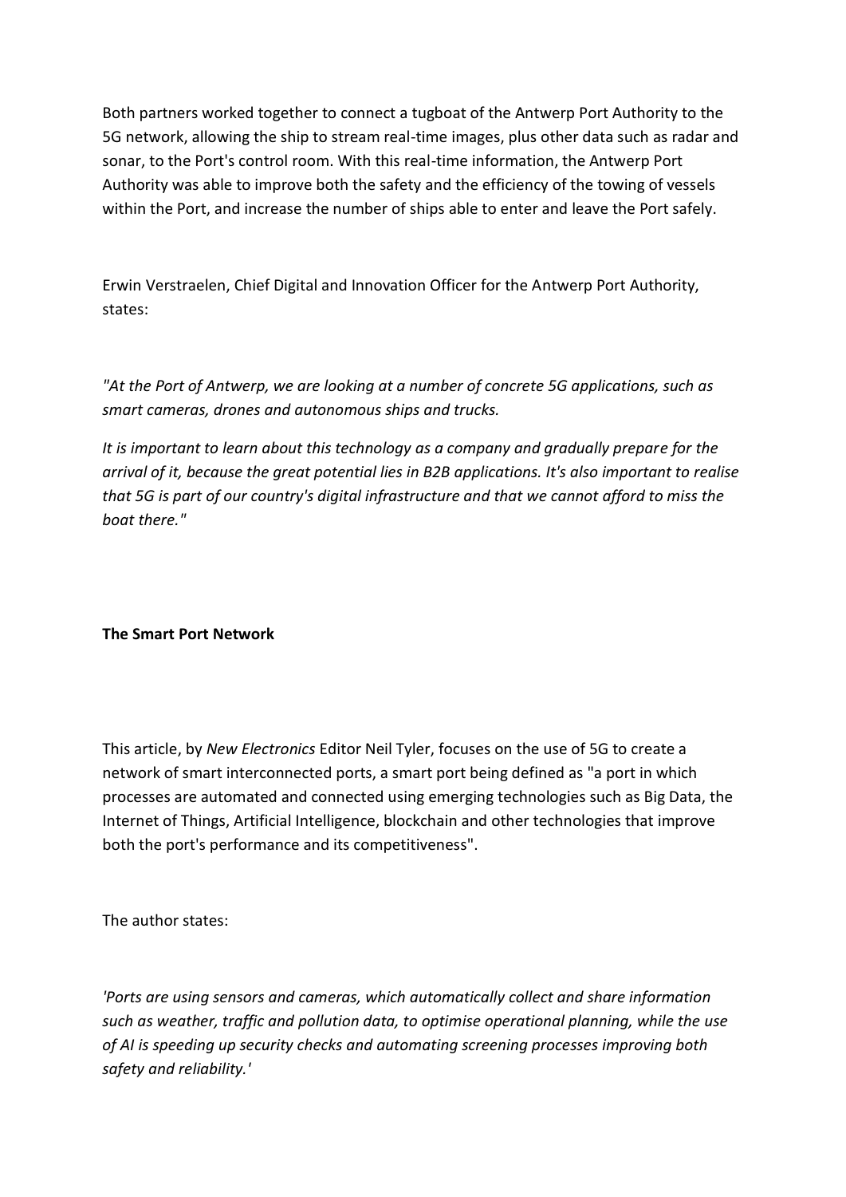Both partners worked together to connect a tugboat of the Antwerp Port Authority to the 5G network, allowing the ship to stream real-time images, plus other data such as radar and sonar, to the Port's control room. With this real-time information, the Antwerp Port Authority was able to improve both the safety and the efficiency of the towing of vessels within the Port, and increase the number of ships able to enter and leave the Port safely.

Erwin Verstraelen, Chief Digital and Innovation Officer for the Antwerp Port Authority, states:

*"At the Port of Antwerp, we are looking at a number of concrete 5G applications, such as smart cameras, drones and autonomous ships and trucks.*

*It is important to learn about this technology as a company and gradually prepare for the arrival of it, because the great potential lies in B2B applications. It's also important to realise that 5G is part of our country's digital infrastructure and that we cannot afford to miss the boat there."*

**The Smart Port Network**

This article, by *New Electronics* Editor Neil Tyler, focuses on the use of 5G to create a network of smart interconnected ports, a smart port being defined as "a port in which processes are automated and connected using emerging technologies such as Big Data, the Internet of Things, Artificial Intelligence, blockchain and other technologies that improve both the port's performance and its competitiveness".

The author states:

*'Ports are using sensors and cameras, which automatically collect and share information such as weather, traffic and pollution data, to optimise operational planning, while the use of AI is speeding up security checks and automating screening processes improving both safety and reliability.'*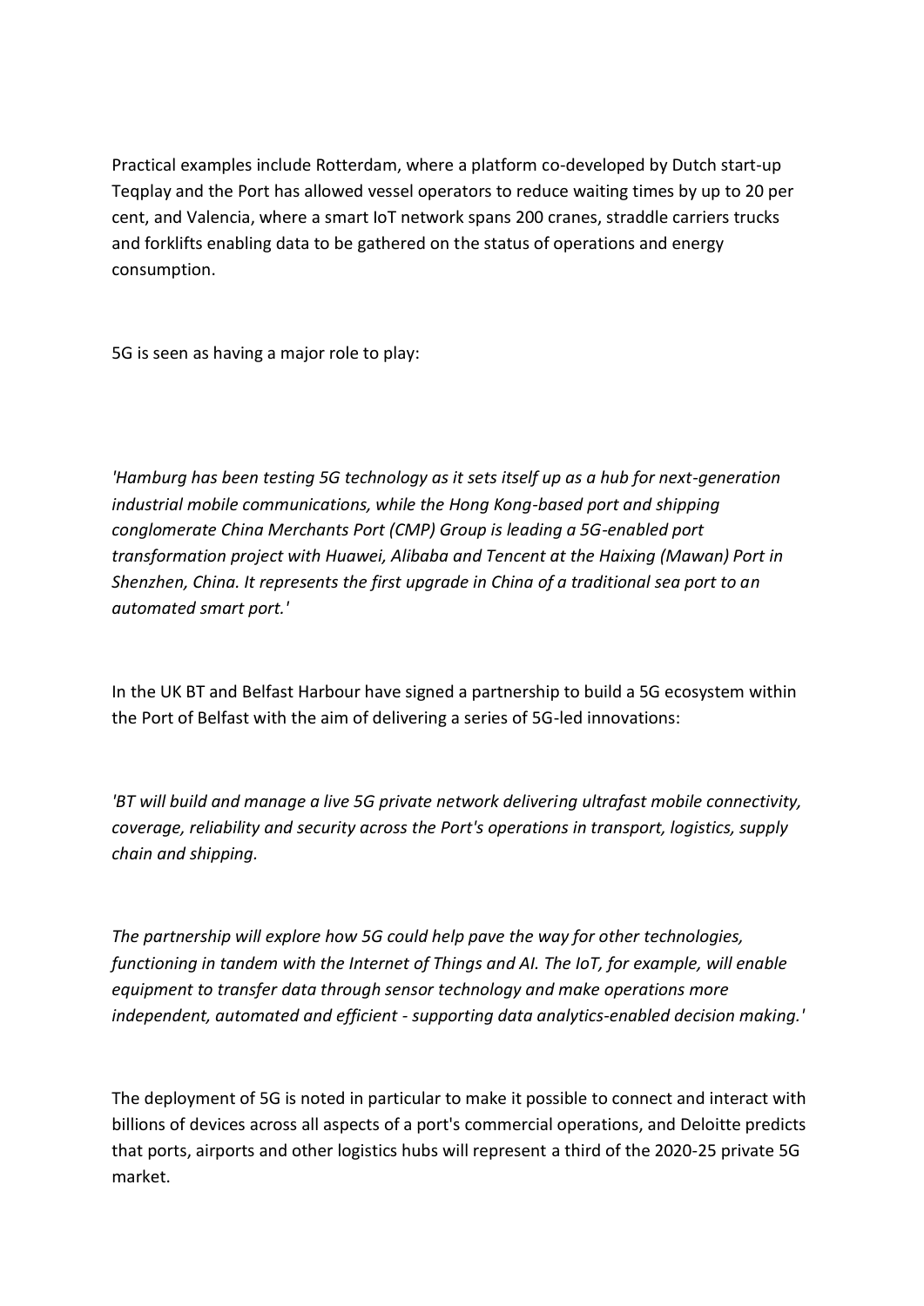Practical examples include Rotterdam, where a platform co-developed by Dutch start-up Teqplay and the Port has allowed vessel operators to reduce waiting times by up to 20 per cent, and Valencia, where a smart IoT network spans 200 cranes, straddle carriers trucks and forklifts enabling data to be gathered on the status of operations and energy consumption.

5G is seen as having a major role to play:

*'Hamburg has been testing 5G technology as it sets itself up as a hub for next-generation industrial mobile communications, while the Hong Kong-based port and shipping conglomerate China Merchants Port (CMP) Group is leading a 5G-enabled port transformation project with Huawei, Alibaba and Tencent at the Haixing (Mawan) Port in Shenzhen, China. It represents the first upgrade in China of a traditional sea port to an automated smart port.'*

In the UK BT and Belfast Harbour have signed a partnership to build a 5G ecosystem within the Port of Belfast with the aim of delivering a series of 5G-led innovations:

*'BT will build and manage a live 5G private network delivering ultrafast mobile connectivity, coverage, reliability and security across the Port's operations in transport, logistics, supply chain and shipping.*

*The partnership will explore how 5G could help pave the way for other technologies, functioning in tandem with the Internet of Things and AI. The IoT, for example, will enable equipment to transfer data through sensor technology and make operations more independent, automated and efficient - supporting data analytics-enabled decision making.'*

The deployment of 5G is noted in particular to make it possible to connect and interact with billions of devices across all aspects of a port's commercial operations, and Deloitte predicts that ports, airports and other logistics hubs will represent a third of the 2020-25 private 5G market.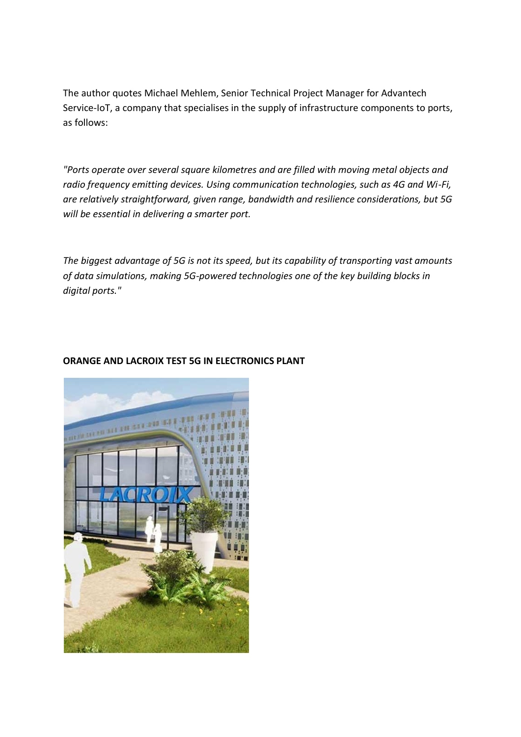The author quotes Michael Mehlem, Senior Technical Project Manager for Advantech Service-IoT, a company that specialises in the supply of infrastructure components to ports, as follows:

*"Ports operate over several square kilometres and are filled with moving metal objects and radio frequency emitting devices. Using communication technologies, such as 4G and Wi-Fi, are relatively straightforward, given range, bandwidth and resilience considerations, but 5G will be essential in delivering a smarter port.*

*The biggest advantage of 5G is not its speed, but its capability of transporting vast amounts of data simulations, making 5G-powered technologies one of the key building blocks in digital ports."*

**ORANGE AND LACROIX TEST 5G IN ELECTRONICS PLANT**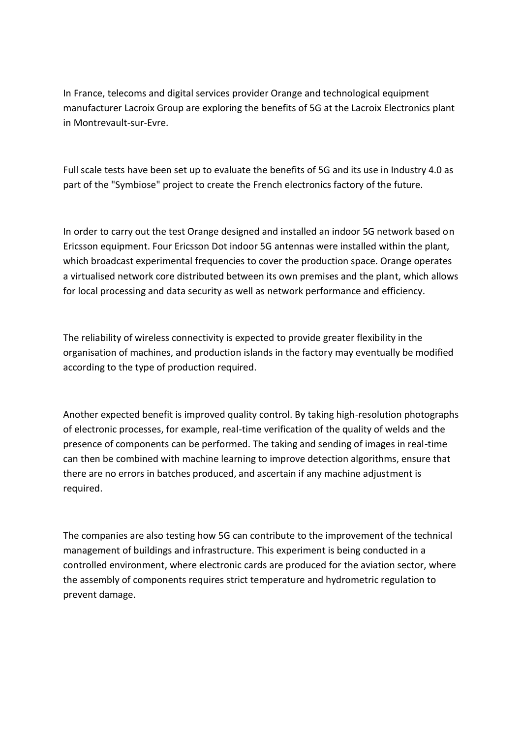In France, telecoms and digital services provider Orange and technological equipment manufacturer Lacroix Group are exploring the benefits of 5G at the Lacroix Electronics plant in Montrevault-sur-Evre.

Full scale tests have been set up to evaluate the benefits of 5G and its use in Industry 4.0 as part of the "Symbiose" project to create the French electronics factory of the future.

In order to carry out the test Orange designed and installed an indoor 5G network based on Ericsson equipment. Four Ericsson Dot indoor 5G antennas were installed within the plant, which broadcast experimental frequencies to cover the production space. Orange operates a virtualised network core distributed between its own premises and the plant, which allows for local processing and data security as well as network performance and efficiency.

The reliability of wireless connectivity is expected to provide greater flexibility in the organisation of machines, and production islands in the factory may eventually be modified according to the type of production required.

Another expected benefit is improved quality control. By taking high-resolution photographs of electronic processes, for example, real-time verification of the quality of welds and the presence of components can be performed. The taking and sending of images in real-time can then be combined with machine learning to improve detection algorithms, ensure that there are no errors in batches produced, and ascertain if any machine adjustment is required.

The companies are also testing how 5G can contribute to the improvement of the technical management of buildings and infrastructure. This experiment is being conducted in a controlled environment, where electronic cards are produced for the aviation sector, where the assembly of components requires strict temperature and hydrometric regulation to prevent damage.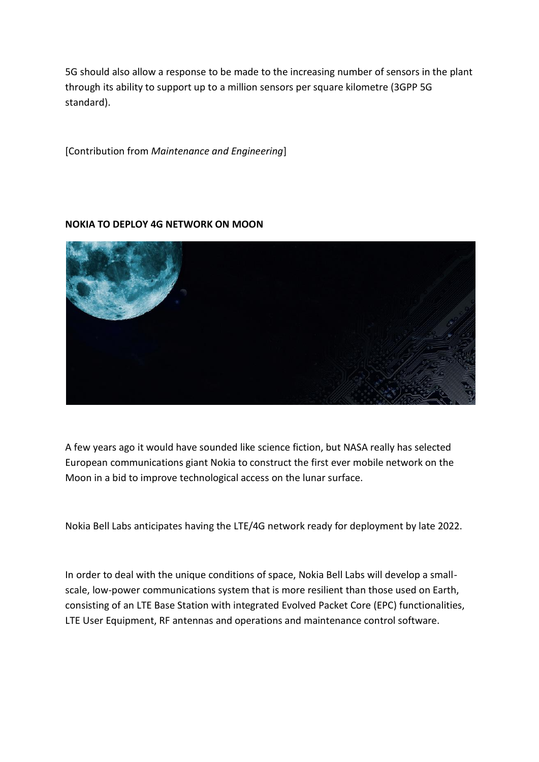5G should also allow a response to be made to the increasing number of sensors in the plant through its ability to support up to a million sensors per square kilometre (3GPP 5G standard).

[Contribution from *Maintenance and Engineering*]

**NOKIA TO DEPLOY 4G NETWORK ON MOON**

A few years ago it would have sounded like science fiction, but NASA really has selected European communications giant Nokia to construct the first ever mobile network on the Moon in a bid to improve technological access on the lunar surface.

Nokia Bell Labs anticipates having the LTE/4G network ready for deployment by late 2022.

In order to deal with the unique conditions of space, Nokia Bell Labs will develop a small-scale, low-power communications system that is more resilient than those used on Earth, consisting of an LTE Base Station with integrated Evolved Packet Core (EPC) functionalities, LTE User Equipment, RF antennas and operations and maintenance control software.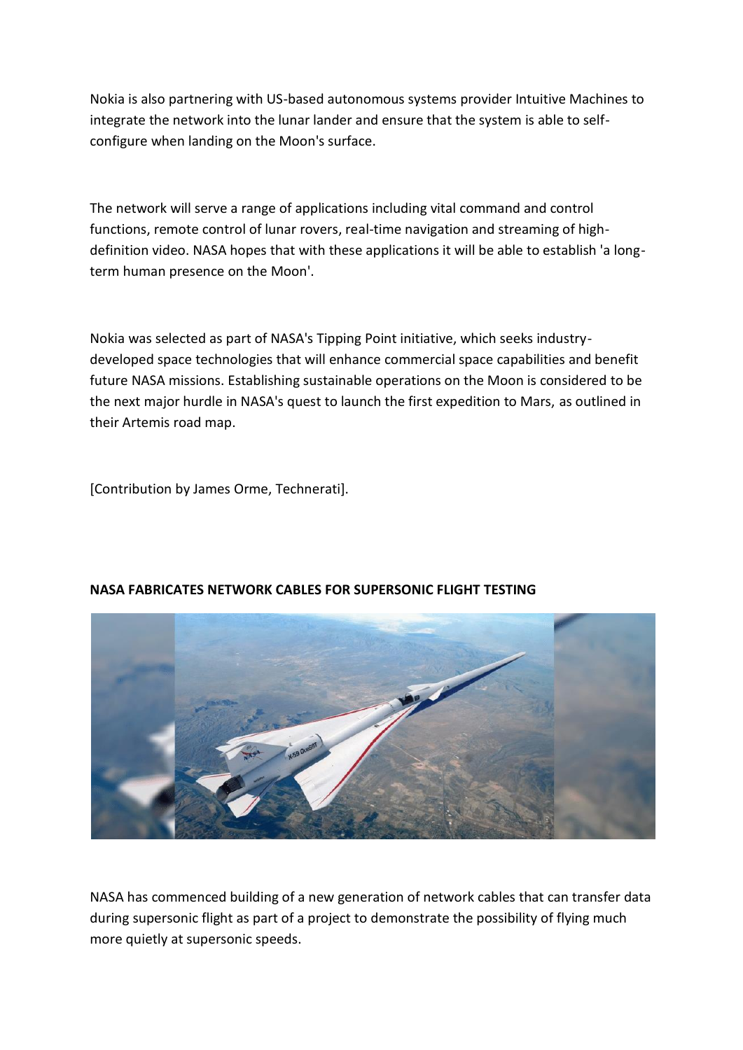Nokia is also partnering with US-based autonomous systems provider Intuitive Machines to integrate the network into the lunar lander and ensure that the system is able to self-configure when landing on the Moon's surface.

The network will serve a range of applications including vital command and control functions, remote control of lunar rovers, real-time navigation and streaming of high-definition video. NASA hopes that with these applications it will be able to establish 'a long-term human presence on the Moon'.

Nokia was selected as part of NASA's Tipping Point initiative, which seeks industry-developed space technologies that will enhance commercial space capabilities and benefit future NASA missions. Establishing sustainable operations on the Moon is considered to be the next major hurdle in NASA's quest to launch the first expedition to Mars, as outlined in their Artemis road map.

[Contribution by James Orme, Technerati].

**NASA FABRICATES NETWORK CABLES FOR SUPERSONIC FLIGHT TESTING**

NASA has commenced building of a new generation of network cables that can transfer data during supersonic flight as part of a project to demonstrate the possibility of flying much more quietly at supersonic speeds.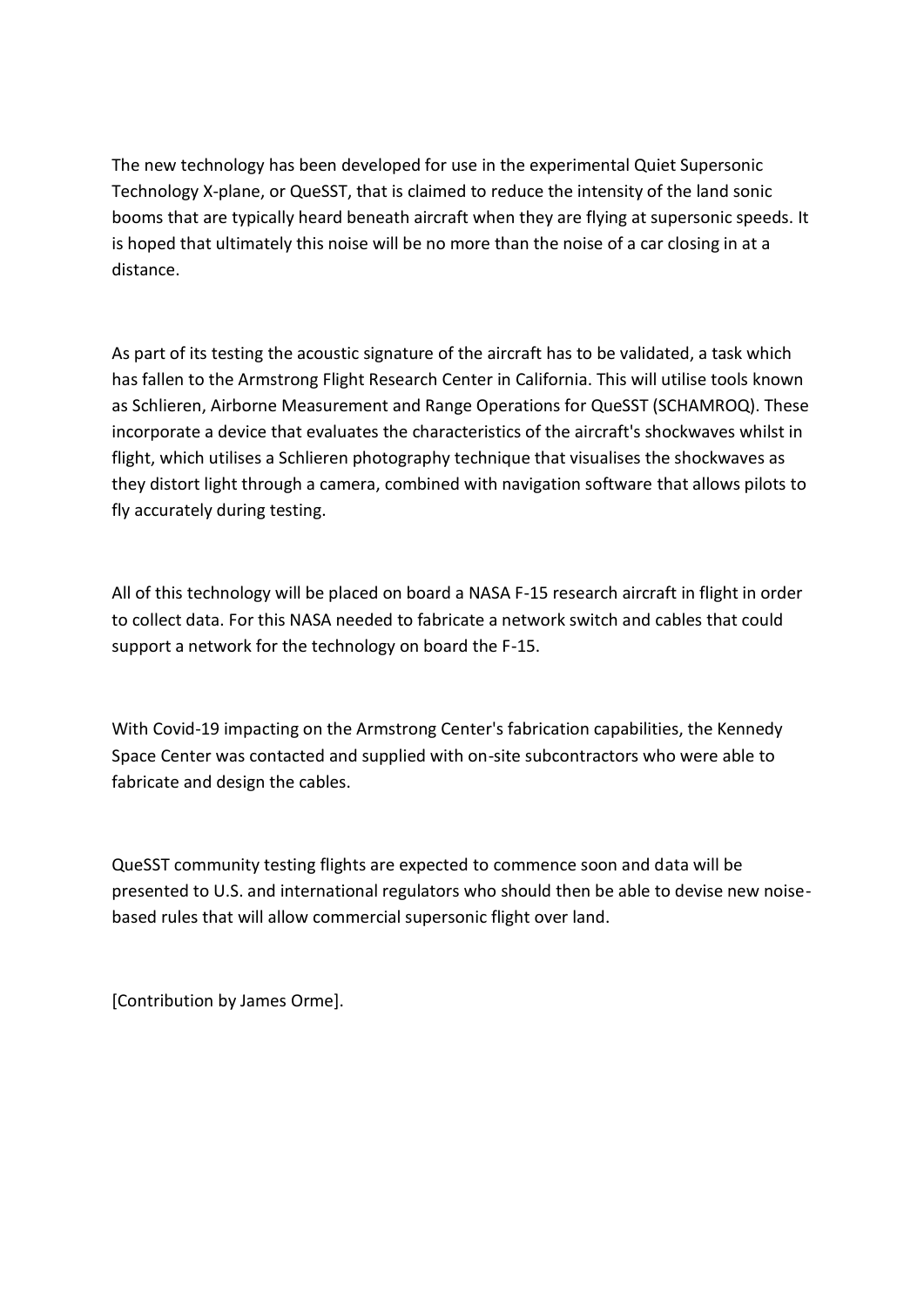The new technology has been developed for use in the experimental Quiet Supersonic Technology X-plane, or QueSST, that is claimed to reduce the intensity of the land sonic booms that are typically heard beneath aircraft when they are flying at supersonic speeds. It is hoped that ultimately this noise will be no more than the noise of a car closing in at a distance.

As part of its testing the acoustic signature of the aircraft has to be validated, a task which has fallen to the Armstrong Flight Research Center in California. This will utilise tools known as Schlieren, Airborne Measurement and Range Operations for QueSST (SCHAMROQ). These incorporate a device that evaluates the characteristics of the aircraft's shockwaves whilst in flight, which utilises a Schlieren photography technique that visualises the shockwaves as they distort light through a camera, combined with navigation software that allows pilots to fly accurately during testing.

All of this technology will be placed on board a NASA F-15 research aircraft in flight in order to collect data. For this NASA needed to fabricate a network switch and cables that could support a network for the technology on board the F-15.

With Covid-19 impacting on the Armstrong Center's fabrication capabilities, the Kennedy Space Center was contacted and supplied with on-site subcontractors who were able to fabricate and design the cables.

QueSST community testing flights are expected to commence soon and data will be presented to U.S. and international regulators who should then be able to devise new noise-based rules that will allow commercial supersonic flight over land.

[Contribution by James Orme].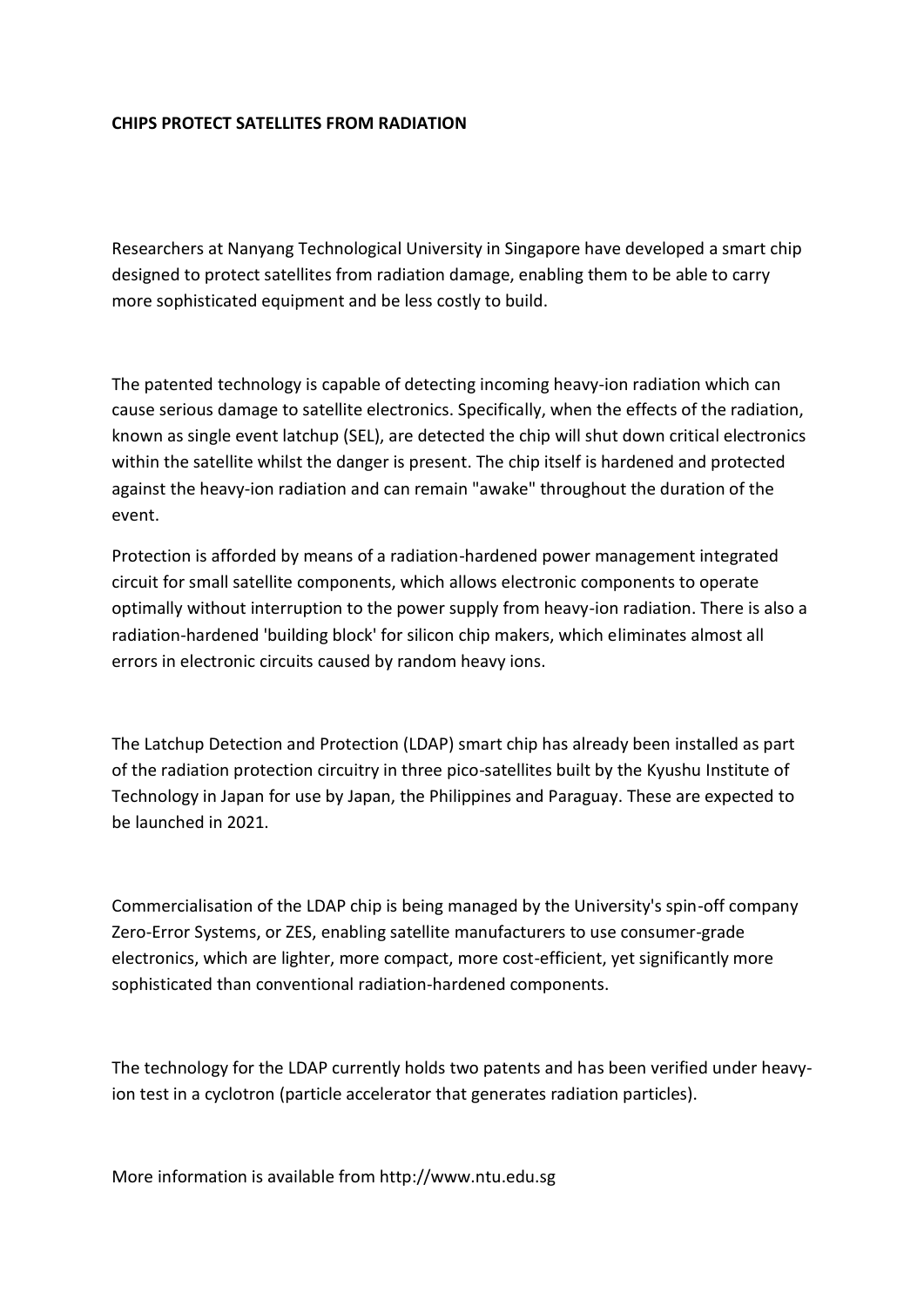**CHIPS PROTECT SATELLITES FROM RADIATION**

Researchers at Nanyang Technological University in Singapore have developed a smart chip designed to protect satellites from radiation damage, enabling them to be able to carry more sophisticated equipment and be less costly to build.

The patented technology is capable of detecting incoming heavy-ion radiation which can cause serious damage to satellite electronics. Specifically, when the effects of the radiation, known as single event latchup (SEL), are detected the chip will shut down critical electronics within the satellite whilst the danger is present. The chip itself is hardened and protected against the heavy-ion radiation and can remain "awake" throughout the duration of the event.

Protection is afforded by means of a radiation-hardened power management integrated circuit for small satellite components, which allows electronic components to operate optimally without interruption to the power supply from heavy-ion radiation. There is also a radiation-hardened 'building block' for silicon chip makers, which eliminates almost all errors in electronic circuits caused by random heavy ions.

The Latchup Detection and Protection (LDAP) smart chip has already been installed as part of the radiation protection circuitry in three pico-satellites built by the Kyushu Institute of Technology in Japan for use by Japan, the Philippines and Paraguay. These are expected to be launched in 2021.

Commercialisation of the LDAP chip is being managed by the University's spin-off company Zero-Error Systems, or ZES, enabling satellite manufacturers to use consumer-grade electronics, which are lighter, more compact, more cost-efficient, yet significantly more sophisticated than conventional radiation-hardened components.

The technology for the LDAP currently holds two patents and has been verified under heavy-ion test in a cyclotron (particle accelerator that generates radiation particles).

More information is available from http://www.ntu.edu.sg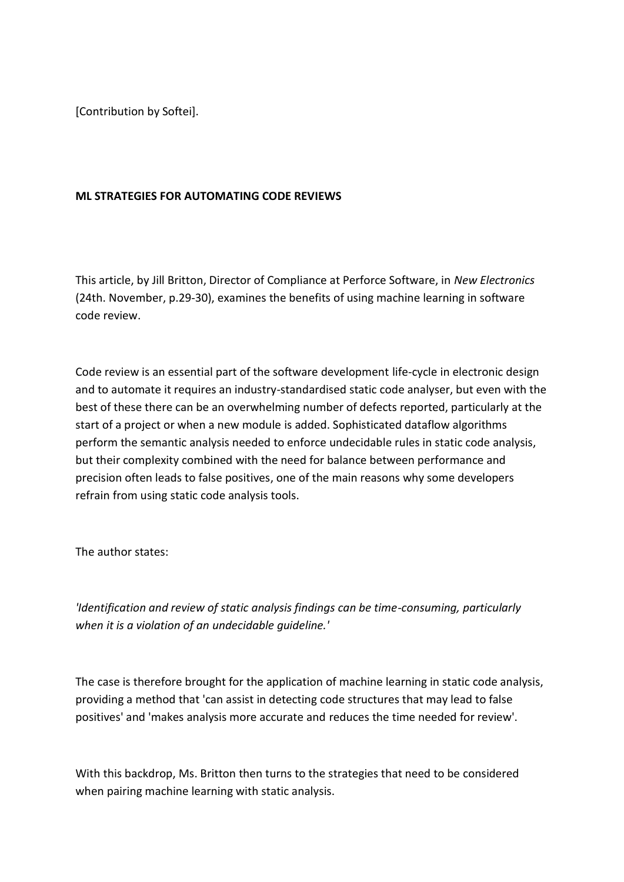[Contribution by Softei].

**ML STRATEGIES FOR AUTOMATING CODE REVIEWS**

This article, by Jill Britton, Director of Compliance at Perforce Software, in *New Electronics* (24th. November, p.29-30), examines the benefits of using machine learning in software code review.

Code review is an essential part of the software development life-cycle in electronic design and to automate it requires an industry-standardised static code analyser, but even with the best of these there can be an overwhelming number of defects reported, particularly at the start of a project or when a new module is added. Sophisticated dataflow algorithms perform the semantic analysis needed to enforce undecidable rules in static code analysis, but their complexity combined with the need for balance between performance and precision often leads to false positives, one of the main reasons why some developers refrain from using static code analysis tools.

The author states:

*'Identification and review of static analysis findings can be time-consuming, particularly when it is a violation of an undecidable guideline.'*

The case is therefore brought for the application of machine learning in static code analysis, providing a method that 'can assist in detecting code structures that may lead to false positives' and 'makes analysis more accurate and reduces the time needed for review'.

With this backdrop, Ms. Britton then turns to the strategies that need to be considered when pairing machine learning with static analysis.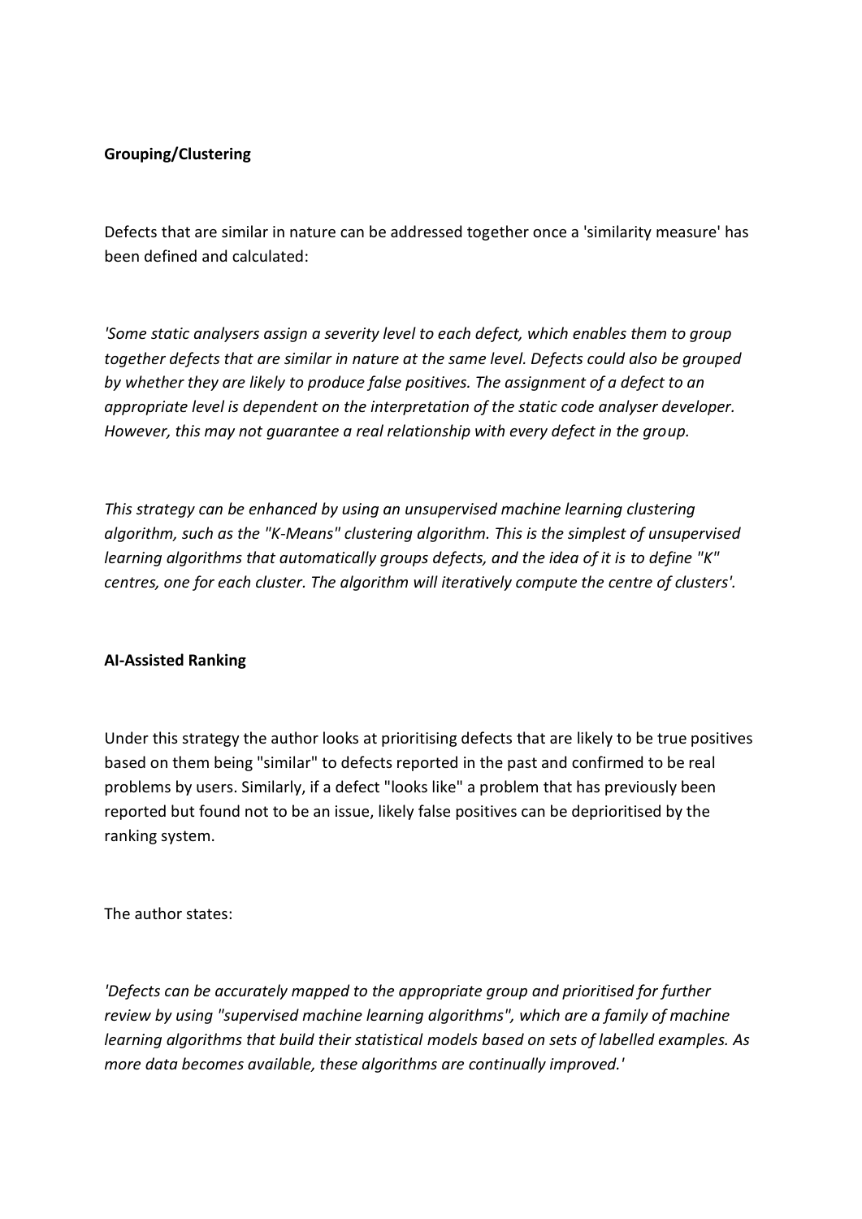**Grouping/Clustering**

Defects that are similar in nature can be addressed together once a 'similarity measure' has been defined and calculated:

*'Some static analysers assign a severity level to each defect, which enables them to group together defects that are similar in nature at the same level. Defects could also be grouped by whether they are likely to produce false positives. The assignment of a defect to an appropriate level is dependent on the interpretation of the static code analyser developer. However, this may not guarantee a real relationship with every defect in the group.*

*This strategy can be enhanced by using an unsupervised machine learning clustering algorithm, such as the "K-Means" clustering algorithm. This is the simplest of unsupervised learning algorithms that automatically groups defects, and the idea of it is to define "K" centres, one for each cluster. The algorithm will iteratively compute the centre of clusters'.*

**AI-Assisted Ranking**

Under this strategy the author looks at prioritising defects that are likely to be true positives based on them being "similar" to defects reported in the past and confirmed to be real problems by users. Similarly, if a defect "looks like" a problem that has previously been reported but found not to be an issue, likely false positives can be deprioritised by the ranking system.

The author states:

*'Defects can be accurately mapped to the appropriate group and prioritised for further review by using "supervised machine learning algorithms", which are a family of machine learning algorithms that build their statistical models based on sets of labelled examples. As more data becomes available, these algorithms are continually improved.'*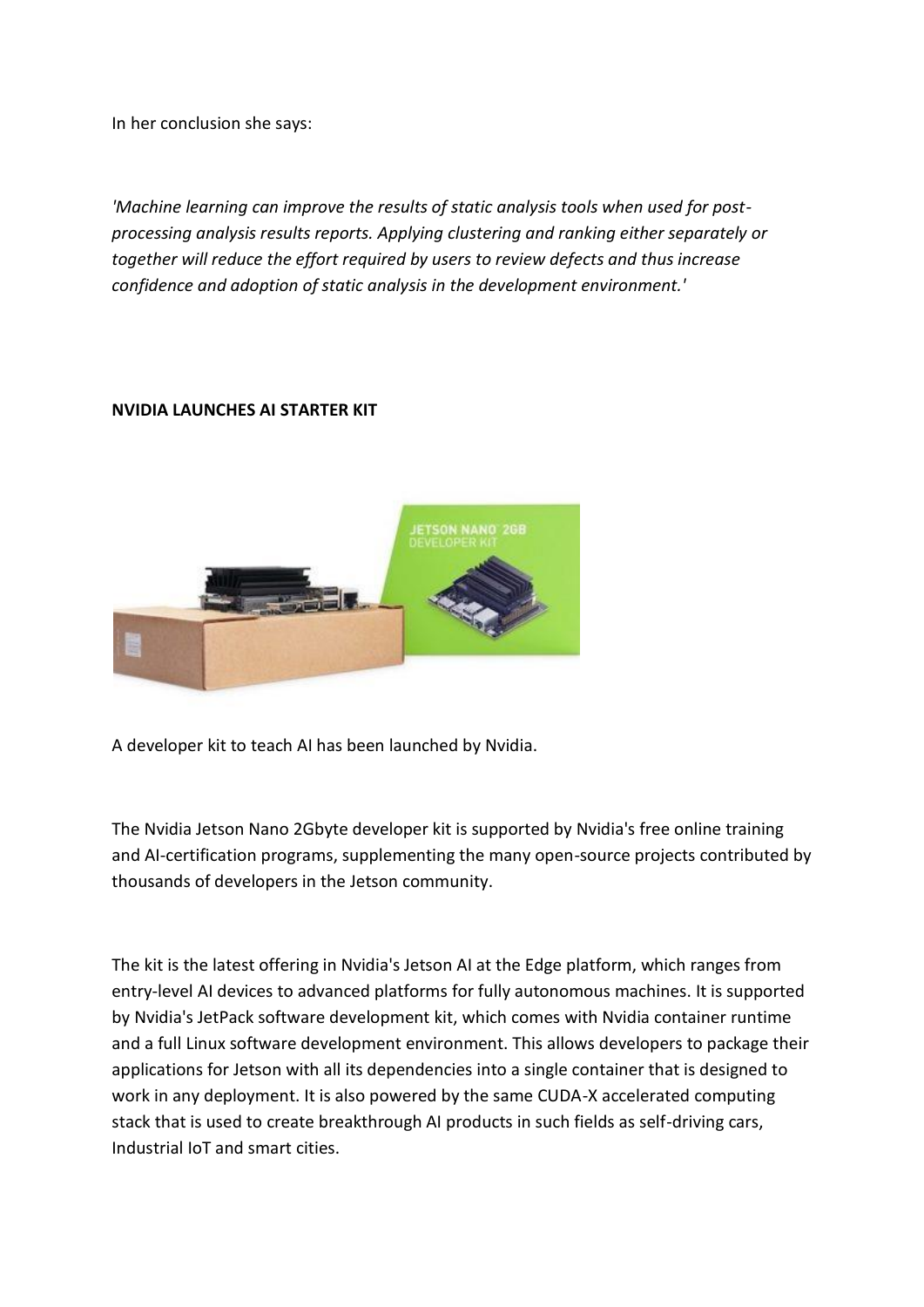In her conclusion she says:

*'Machine learning can improve the results of static analysis tools when used for post-processing analysis results reports. Applying clustering and ranking either separately or together will reduce the effort required by users to review defects and thus increase confidence and adoption of static analysis in the development environment.'*

**NVIDIA LAUNCHES AI STARTER KIT**

A developer kit to teach AI has been launched by Nvidia.

The Nvidia Jetson Nano 2Gbyte developer kit is supported by Nvidia's free online training and AI-certification programs, supplementing the many open-source projects contributed by thousands of developers in the Jetson community.

The kit is the latest offering in Nvidia's Jetson AI at the Edge platform, which ranges from entry-level AI devices to advanced platforms for fully autonomous machines. It is supported by Nvidia's JetPack software development kit, which comes with Nvidia container runtime and a full Linux software development environment. This allows developers to package their applications for Jetson with all its dependencies into a single container that is designed to work in any deployment. It is also powered by the same CUDA-X accelerated computing stack that is used to create breakthrough AI products in such fields as self-driving cars, Industrial IoT and smart cities.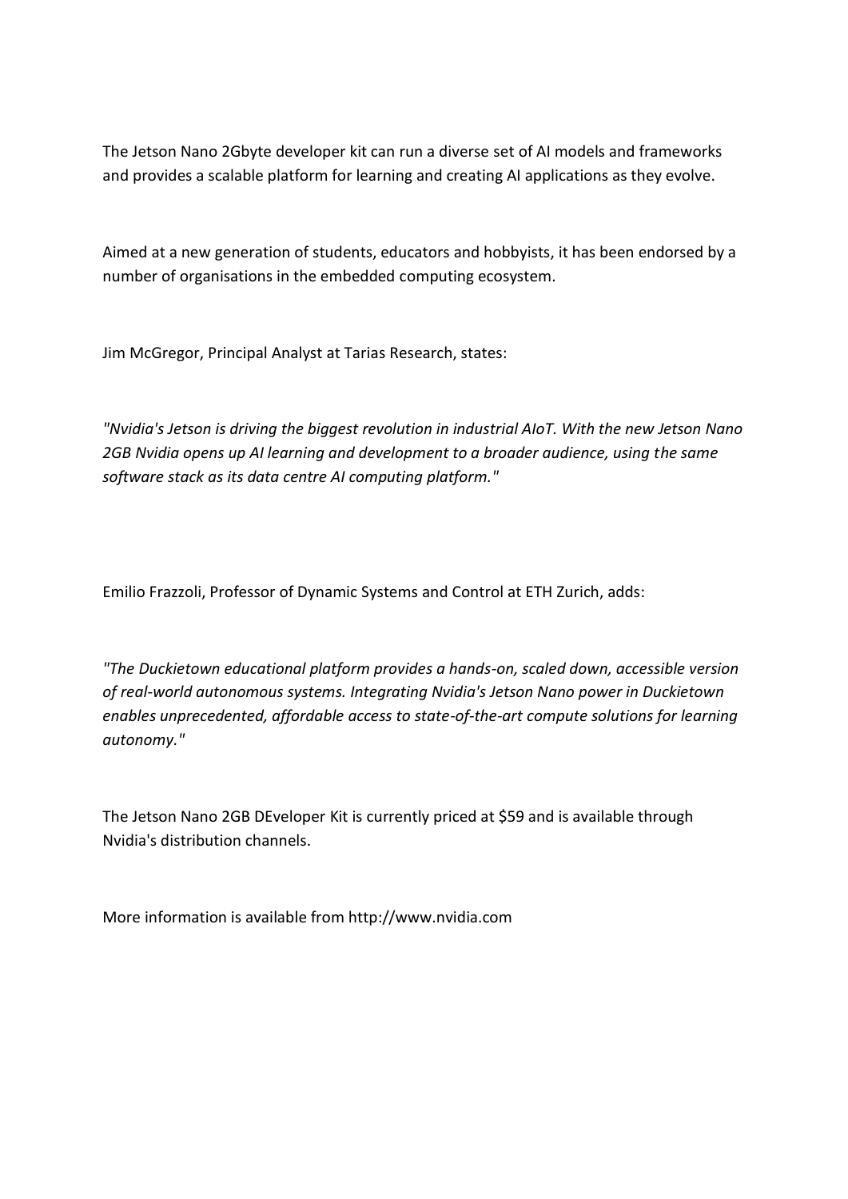The Jetson Nano 2Gbyte developer kit can run a diverse set of AI models and frameworks and provides a scalable platform for learning and creating AI applications as they evolve.

Aimed at a new generation of students, educators and hobbyists, it has been endorsed by a number of organisations in the embedded computing ecosystem.

Jim McGregor, Principal Analyst at Tarias Research, states:

*"Nvidia's Jetson is driving the biggest revolution in industrial AIoT. With the new Jetson Nano 2GB Nvidia opens up AI learning and development to a broader audience, using the same software stack as its data centre AI computing platform."*

Emilio Frazzoli, Professor of Dynamic Systems and Control at ETH Zurich, adds:

*"The Duckietown educational platform provides a hands-on, scaled down, accessible version of real-world autonomous systems. Integrating Nvidia's Jetson Nano power in Duckietown enables unprecedented, affordable access to state-of-the-art compute solutions for learning autonomy."*

The Jetson Nano 2GB DEveloper Kit is currently priced at $59 and is available through Nvidia's distribution channels.

More information is available from http://www.nvidia.com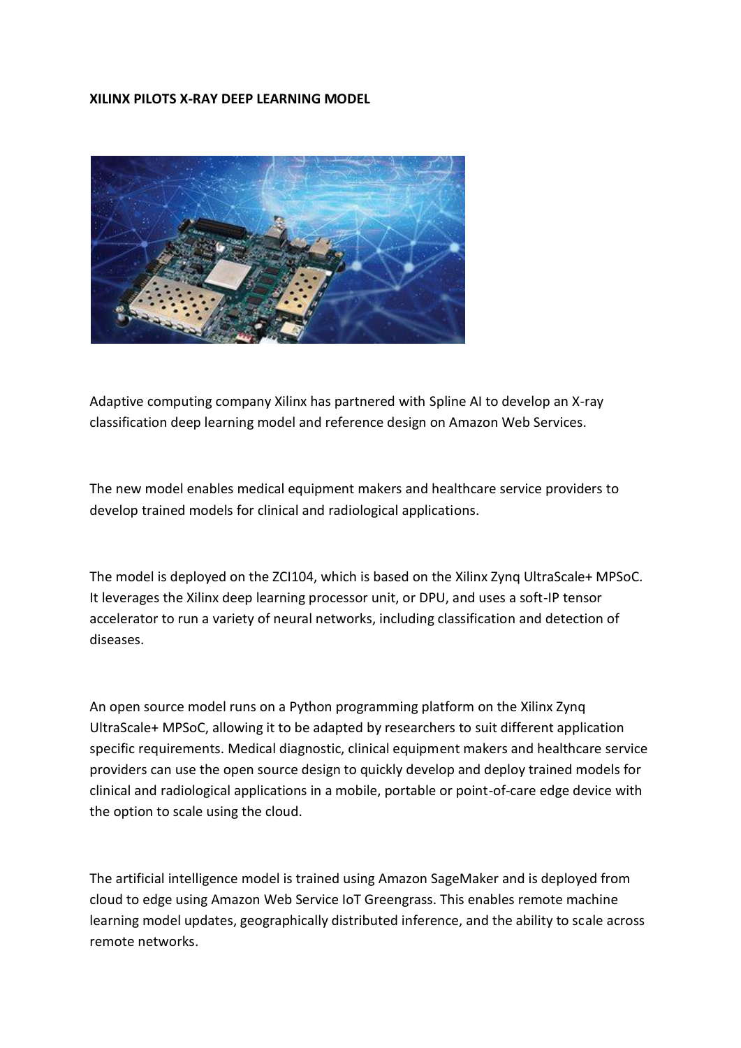**XILINX PILOTS X-RAY DEEP LEARNING MODEL**

Adaptive computing company Xilinx has partnered with Spline AI to develop an X-ray classification deep learning model and reference design on Amazon Web Services.

The new model enables medical equipment makers and healthcare service providers to develop trained models for clinical and radiological applications.

The model is deployed on the ZCI104, which is based on the Xilinx Zynq UltraScale+ MPSoC. It leverages the Xilinx deep learning processor unit, or DPU, and uses a soft-IP tensor accelerator to run a variety of neural networks, including classification and detection of diseases.

An open source model runs on a Python programming platform on the Xilinx Zynq UltraScale+ MPSoC, allowing it to be adapted by researchers to suit different application specific requirements. Medical diagnostic, clinical equipment makers and healthcare service providers can use the open source design to quickly develop and deploy trained models for clinical and radiological applications in a mobile, portable or point-of-care edge device with the option to scale using the cloud.

The artificial intelligence model is trained using Amazon SageMaker and is deployed from cloud to edge using Amazon Web Service IoT Greengrass. This enables remote machine learning model updates, geographically distributed inference, and the ability to scale across remote networks.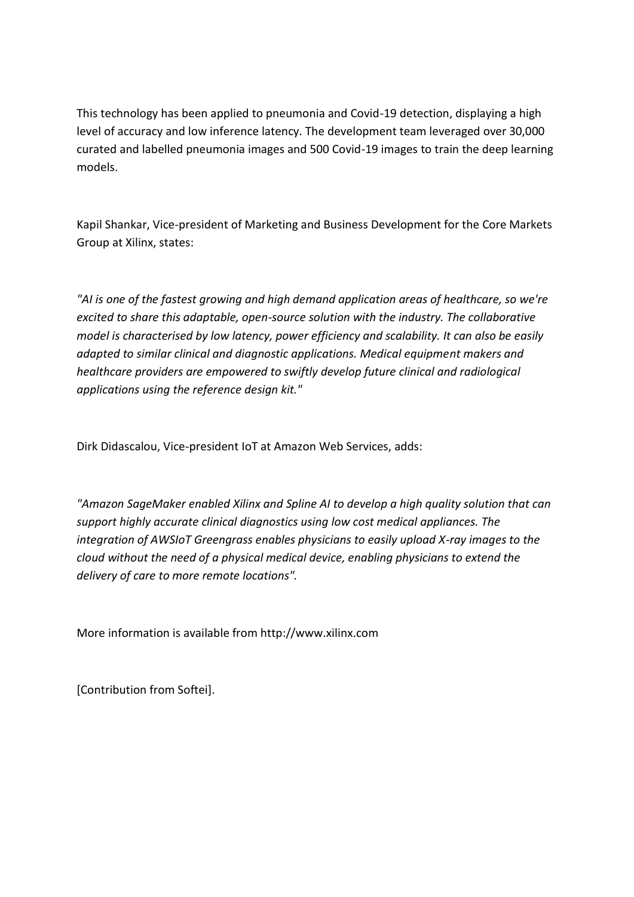This technology has been applied to pneumonia and Covid-19 detection, displaying a high level of accuracy and low inference latency. The development team leveraged over 30,000 curated and labelled pneumonia images and 500 Covid-19 images to train the deep learning models.

Kapil Shankar, Vice-president of Marketing and Business Development for the Core Markets Group at Xilinx, states:

*"AI is one of the fastest growing and high demand application areas of healthcare, so we're excited to share this adaptable, open-source solution with the industry. The collaborative model is characterised by low latency, power efficiency and scalability. It can also be easily adapted to similar clinical and diagnostic applications. Medical equipment makers and healthcare providers are empowered to swiftly develop future clinical and radiological applications using the reference design kit."*

Dirk Didascalou, Vice-president IoT at Amazon Web Services, adds:

*"Amazon SageMaker enabled Xilinx and Spline AI to develop a high quality solution that can support highly accurate clinical diagnostics using low cost medical appliances. The integration of AWSIoT Greengrass enables physicians to easily upload X-ray images to the cloud without the need of a physical medical device, enabling physicians to extend the delivery of care to more remote locations".*

More information is available from http://www.xilinx.com

[Contribution from Softei].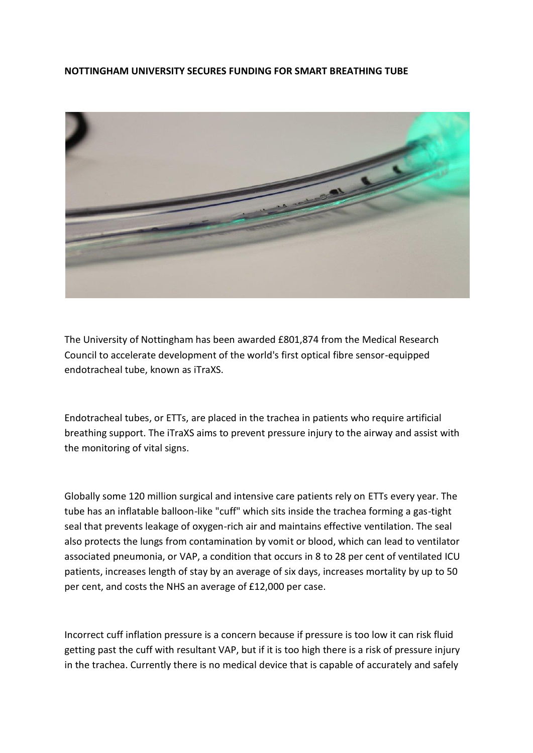**NOTTINGHAM UNIVERSITY SECURES FUNDING FOR SMART BREATHING TUBE**

The University of Nottingham has been awarded £801,874 from the Medical Research Council to accelerate development of the world's first optical fibre sensor-equipped endotracheal tube, known as iTraXS.

Endotracheal tubes, or ETTs, are placed in the trachea in patients who require artificial breathing support. The iTraXS aims to prevent pressure injury to the airway and assist with the monitoring of vital signs.

Globally some 120 million surgical and intensive care patients rely on ETTs every year. The tube has an inflatable balloon-like "cuff" which sits inside the trachea forming a gas-tight seal that prevents leakage of oxygen-rich air and maintains effective ventilation. The seal also protects the lungs from contamination by vomit or blood, which can lead to ventilator associated pneumonia, or VAP, a condition that occurs in 8 to 28 per cent of ventilated ICU patients, increases length of stay by an average of six days, increases mortality by up to 50 per cent, and costs the NHS an average of £12,000 per case.

Incorrect cuff inflation pressure is a concern because if pressure is too low it can risk fluid getting past the cuff with resultant VAP, but if it is too high there is a risk of pressure injury in the trachea. Currently there is no medical device that is capable of accurately and safely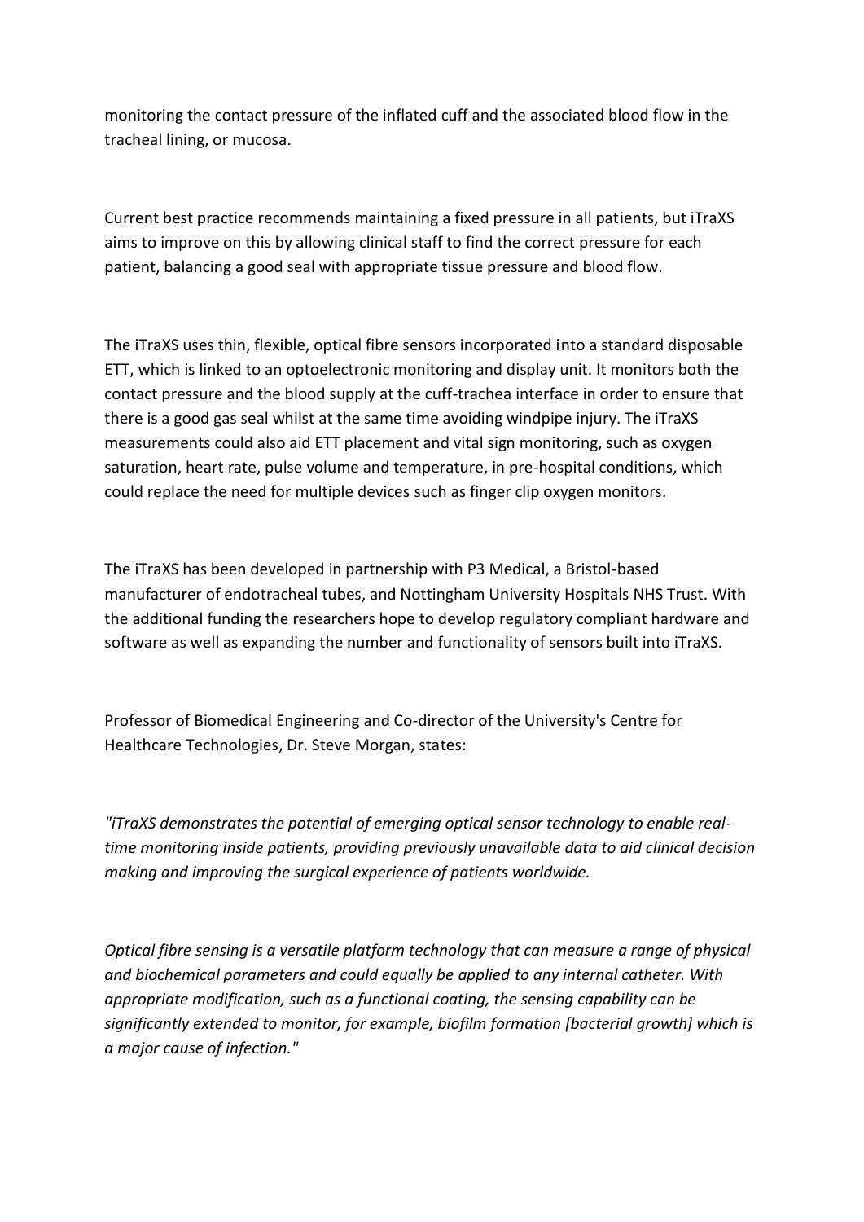monitoring the contact pressure of the inflated cuff and the associated blood flow in the tracheal lining, or mucosa.

Current best practice recommends maintaining a fixed pressure in all patients, but iTraXS aims to improve on this by allowing clinical staff to find the correct pressure for each patient, balancing a good seal with appropriate tissue pressure and blood flow.

The iTraXS uses thin, flexible, optical fibre sensors incorporated into a standard disposable ETT, which is linked to an optoelectronic monitoring and display unit. It monitors both the contact pressure and the blood supply at the cuff-trachea interface in order to ensure that there is a good gas seal whilst at the same time avoiding windpipe injury. The iTraXS measurements could also aid ETT placement and vital sign monitoring, such as oxygen saturation, heart rate, pulse volume and temperature, in pre-hospital conditions, which could replace the need for multiple devices such as finger clip oxygen monitors.

The iTraXS has been developed in partnership with P3 Medical, a Bristol-based manufacturer of endotracheal tubes, and Nottingham University Hospitals NHS Trust. With the additional funding the researchers hope to develop regulatory compliant hardware and software as well as expanding the number and functionality of sensors built into iTraXS.

Professor of Biomedical Engineering and Co-director of the University's Centre for Healthcare Technologies, Dr. Steve Morgan, states:

*"iTraXS demonstrates the potential of emerging optical sensor technology to enable real-time monitoring inside patients, providing previously unavailable data to aid clinical decision making and improving the surgical experience of patients worldwide.*

*Optical fibre sensing is a versatile platform technology that can measure a range of physical and biochemical parameters and could equally be applied to any internal catheter. With appropriate modification, such as a functional coating, the sensing capability can be significantly extended to monitor, for example, biofilm formation [bacterial growth] which is a major cause of infection."*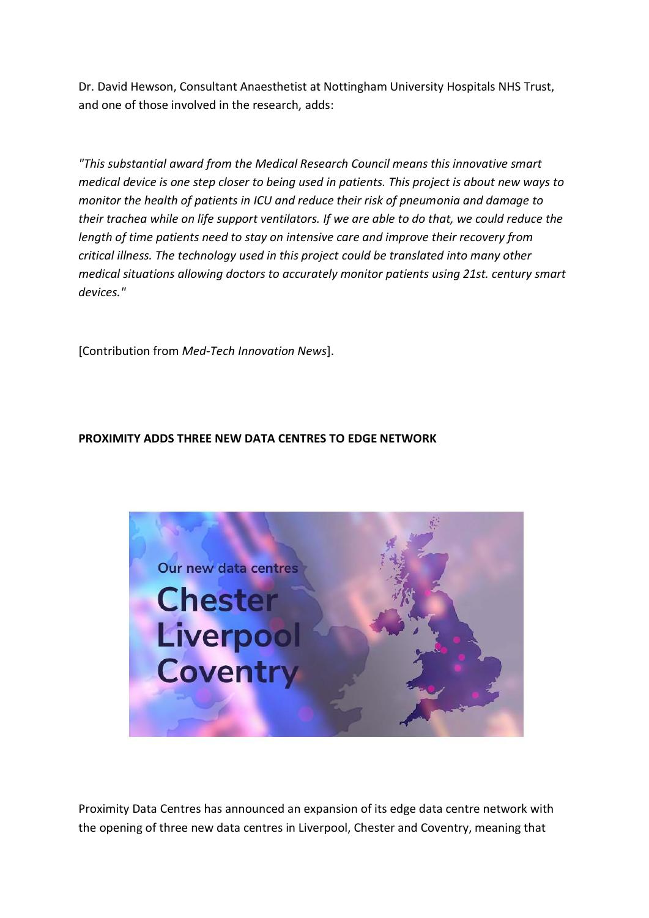Dr. David Hewson, Consultant Anaesthetist at Nottingham University Hospitals NHS Trust, and one of those involved in the research, adds:

*"This substantial award from the Medical Research Council means this innovative smart medical device is one step closer to being used in patients. This project is about new ways to monitor the health of patients in ICU and reduce their risk of pneumonia and damage to their trachea while on life support ventilators. If we are able to do that, we could reduce the length of time patients need to stay on intensive care and improve their recovery from critical illness. The technology used in this project could be translated into many other medical situations allowing doctors to accurately monitor patients using 21st. century smart devices."*

[Contribution from *Med-Tech Innovation News*].

**PROXIMITY ADDS THREE NEW DATA CENTRES TO EDGE NETWORK**

Proximity Data Centres has announced an expansion of its edge data centre network with the opening of three new data centres in Liverpool, Chester and Coventry, meaning that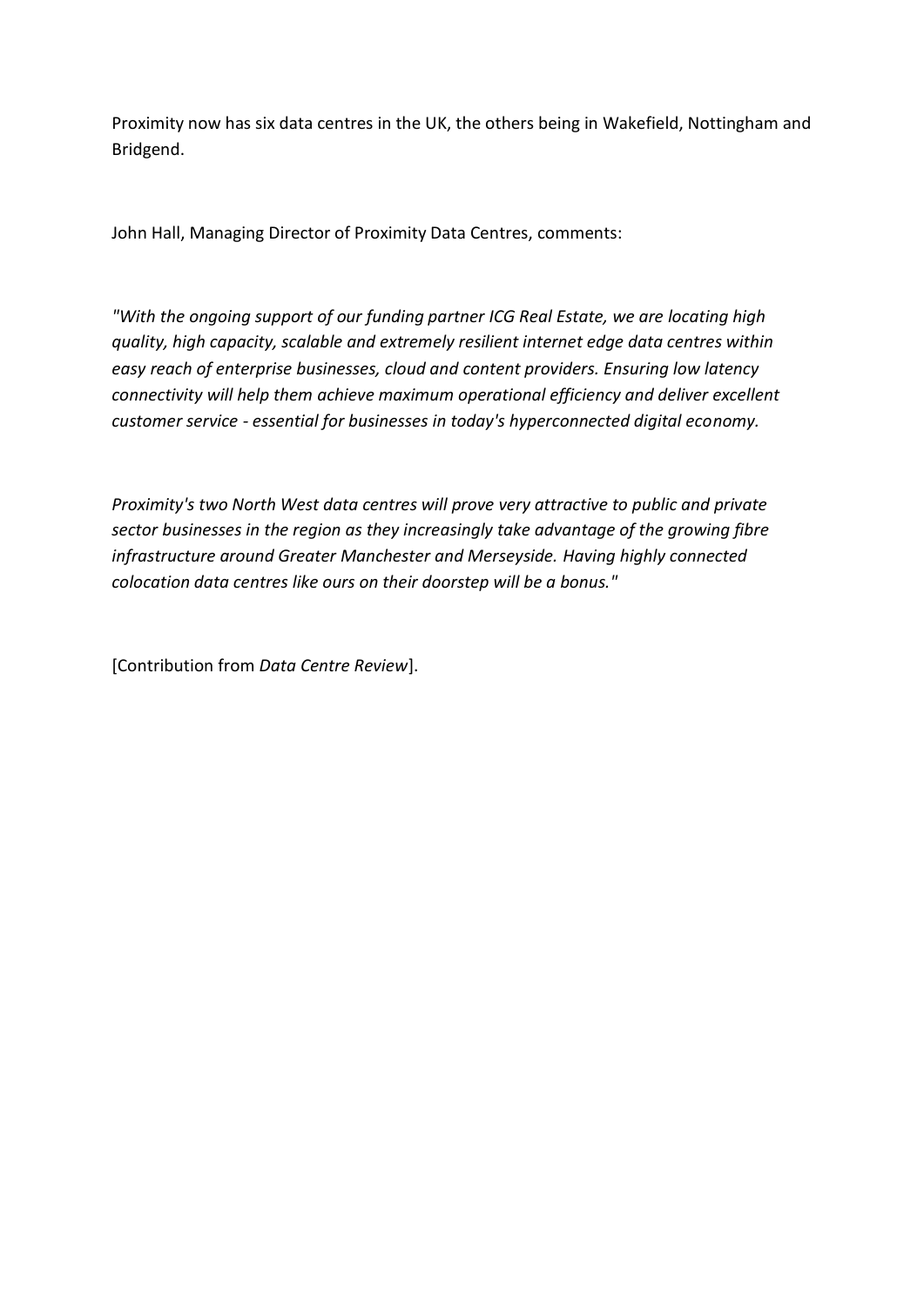Proximity now has six data centres in the UK, the others being in Wakefield, Nottingham and Bridgend.

John Hall, Managing Director of Proximity Data Centres, comments:

*"With the ongoing support of our funding partner ICG Real Estate, we are locating high quality, high capacity, scalable and extremely resilient internet edge data centres within easy reach of enterprise businesses, cloud and content providers. Ensuring low latency connectivity will help them achieve maximum operational efficiency and deliver excellent customer service - essential for businesses in today's hyperconnected digital economy.*

*Proximity's two North West data centres will prove very attractive to public and private sector businesses in the region as they increasingly take advantage of the growing fibre infrastructure around Greater Manchester and Merseyside. Having highly connected colocation data centres like ours on their doorstep will be a bonus."*

[Contribution from *Data Centre Review*].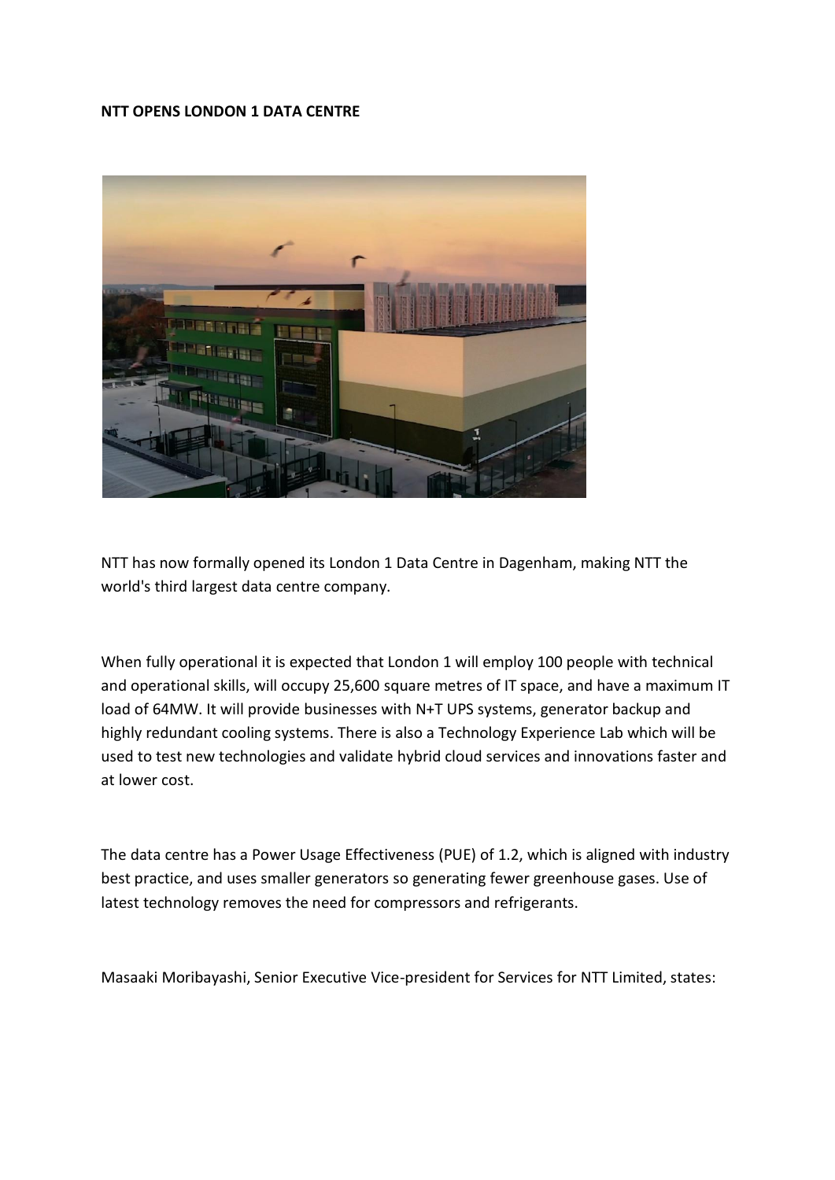**NTT OPENS LONDON 1 DATA CENTRE**

NTT has now formally opened its London 1 Data Centre in Dagenham, making NTT the world's third largest data centre company.

When fully operational it is expected that London 1 will employ 100 people with technical and operational skills, will occupy 25,600 square metres of IT space, and have a maximum IT load of 64MW. It will provide businesses with N+T UPS systems, generator backup and highly redundant cooling systems. There is also a Technology Experience Lab which will be used to test new technologies and validate hybrid cloud services and innovations faster and at lower cost.

The data centre has a Power Usage Effectiveness (PUE) of 1.2, which is aligned with industry best practice, and uses smaller generators so generating fewer greenhouse gases. Use of latest technology removes the need for compressors and refrigerants.

Masaaki Moribayashi, Senior Executive Vice-president for Services for NTT Limited, states: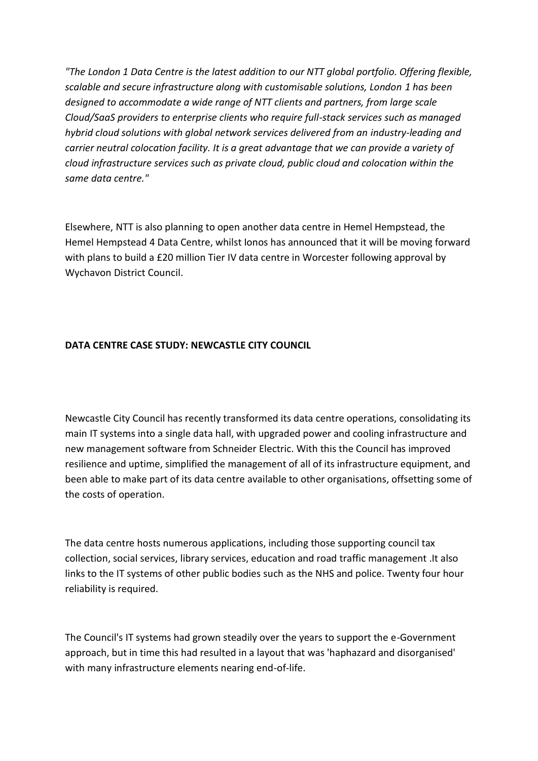*"The London 1 Data Centre is the latest addition to our NTT global portfolio. Offering flexible, scalable and secure infrastructure along with customisable solutions, London 1 has been designed to accommodate a wide range of NTT clients and partners, from large scale Cloud/SaaS providers to enterprise clients who require full-stack services such as managed hybrid cloud solutions with global network services delivered from an industry-leading and carrier neutral colocation facility. It is a great advantage that we can provide a variety of cloud infrastructure services such as private cloud, public cloud and colocation within the same data centre."*

Elsewhere, NTT is also planning to open another data centre in Hemel Hempstead, the Hemel Hempstead 4 Data Centre, whilst Ionos has announced that it will be moving forward with plans to build a £20 million Tier IV data centre in Worcester following approval by Wychavon District Council.

**DATA CENTRE CASE STUDY: NEWCASTLE CITY COUNCIL**

Newcastle City Council has recently transformed its data centre operations, consolidating its main IT systems into a single data hall, with upgraded power and cooling infrastructure and new management software from Schneider Electric. With this the Council has improved resilience and uptime, simplified the management of all of its infrastructure equipment, and been able to make part of its data centre available to other organisations, offsetting some of the costs of operation.

The data centre hosts numerous applications, including those supporting council tax collection, social services, library services, education and road traffic management .It also links to the IT systems of other public bodies such as the NHS and police. Twenty four hour reliability is required.

The Council's IT systems had grown steadily over the years to support the e-Government approach, but in time this had resulted in a layout that was 'haphazard and disorganised' with many infrastructure elements nearing end-of-life.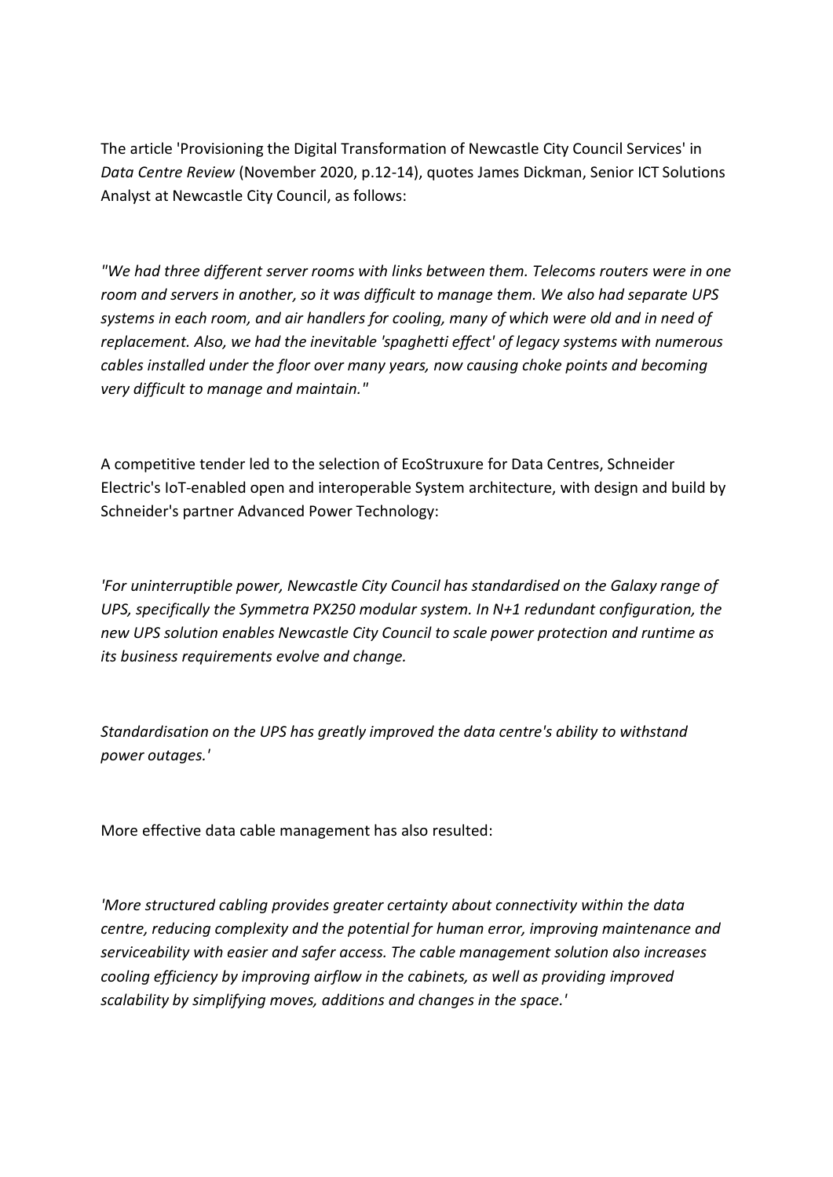The article 'Provisioning the Digital Transformation of Newcastle City Council Services' in *Data Centre Review* (November 2020, p.12-14), quotes James Dickman, Senior ICT Solutions Analyst at Newcastle City Council, as follows:

*"We had three different server rooms with links between them. Telecoms routers were in one room and servers in another, so it was difficult to manage them. We also had separate UPS systems in each room, and air handlers for cooling, many of which were old and in need of replacement. Also, we had the inevitable 'spaghetti effect' of legacy systems with numerous cables installed under the floor over many years, now causing choke points and becoming very difficult to manage and maintain."*

A competitive tender led to the selection of EcoStruxure for Data Centres, Schneider Electric's IoT-enabled open and interoperable System architecture, with design and build by Schneider's partner Advanced Power Technology:

*'For uninterruptible power, Newcastle City Council has standardised on the Galaxy range of UPS, specifically the Symmetra PX250 modular system. In N+1 redundant configuration, the new UPS solution enables Newcastle City Council to scale power protection and runtime as its business requirements evolve and change.*

*Standardisation on the UPS has greatly improved the data centre's ability to withstand power outages.'*

More effective data cable management has also resulted:

*'More structured cabling provides greater certainty about connectivity within the data centre, reducing complexity and the potential for human error, improving maintenance and serviceability with easier and safer access. The cable management solution also increases cooling efficiency by improving airflow in the cabinets, as well as providing improved scalability by simplifying moves, additions and changes in the space.'*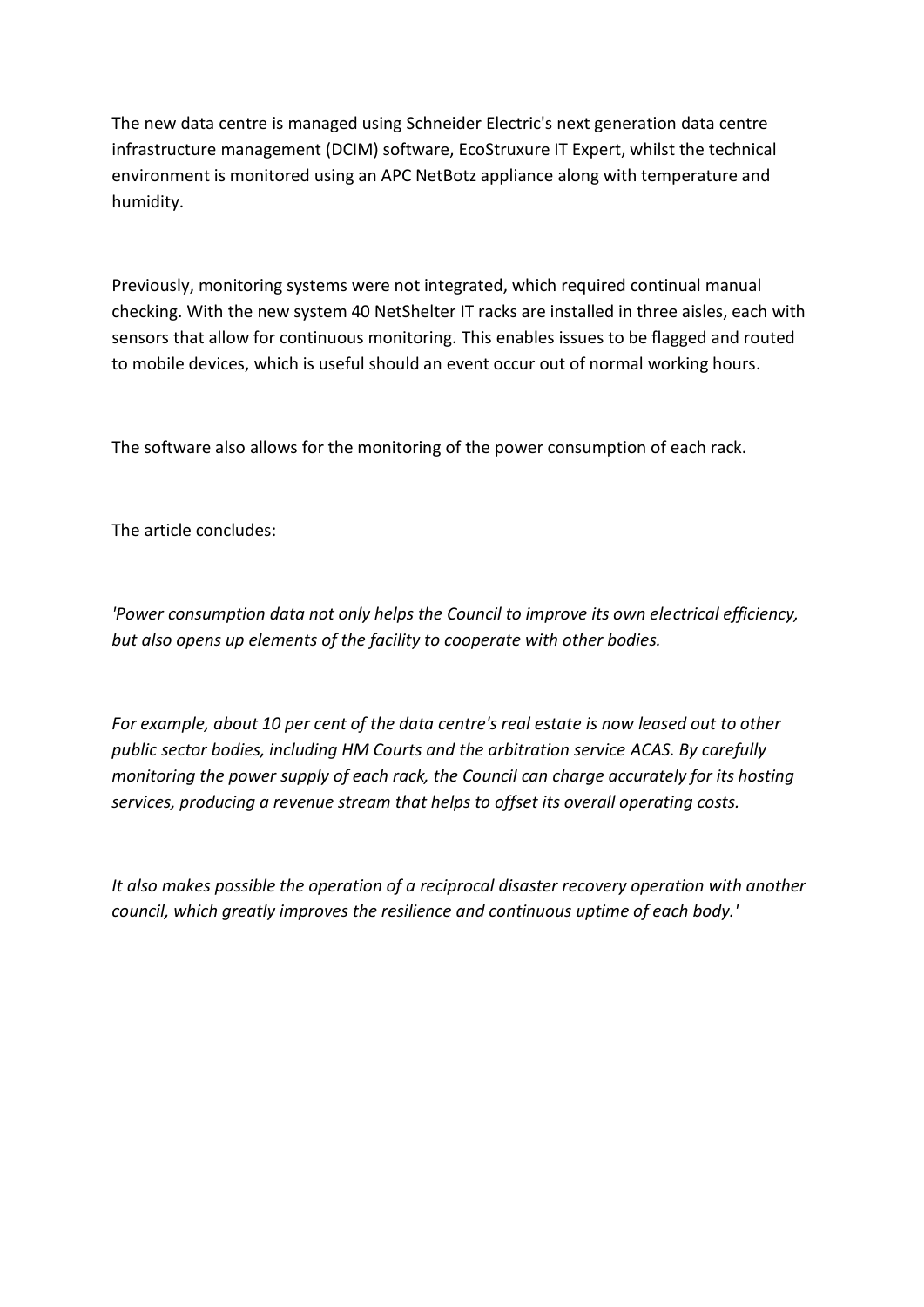The new data centre is managed using Schneider Electric's next generation data centre infrastructure management (DCIM) software, EcoStruxure IT Expert, whilst the technical environment is monitored using an APC NetBotz appliance along with temperature and humidity.

Previously, monitoring systems were not integrated, which required continual manual checking. With the new system 40 NetShelter IT racks are installed in three aisles, each with sensors that allow for continuous monitoring. This enables issues to be flagged and routed to mobile devices, which is useful should an event occur out of normal working hours.

The software also allows for the monitoring of the power consumption of each rack.

The article concludes:

*'Power consumption data not only helps the Council to improve its own electrical efficiency, but also opens up elements of the facility to cooperate with other bodies.*

*For example, about 10 per cent of the data centre's real estate is now leased out to other public sector bodies, including HM Courts and the arbitration service ACAS. By carefully monitoring the power supply of each rack, the Council can charge accurately for its hosting services, producing a revenue stream that helps to offset its overall operating costs.*

*It also makes possible the operation of a reciprocal disaster recovery operation with another council, which greatly improves the resilience and continuous uptime of each body.'*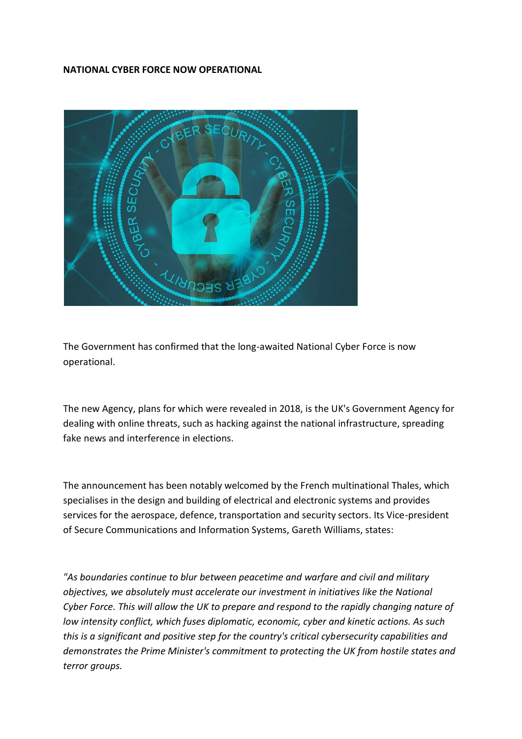**NATIONAL CYBER FORCE NOW OPERATIONAL**

The Government has confirmed that the long-awaited National Cyber Force is now operational.

The new Agency, plans for which were revealed in 2018, is the UK's Government Agency for dealing with online threats, such as hacking against the national infrastructure, spreading fake news and interference in elections.

The announcement has been notably welcomed by the French multinational Thales, which specialises in the design and building of electrical and electronic systems and provides services for the aerospace, defence, transportation and security sectors. Its Vice-president of Secure Communications and Information Systems, Gareth Williams, states:

*"As boundaries continue to blur between peacetime and warfare and civil and military objectives, we absolutely must accelerate our investment in initiatives like the National Cyber Force. This will allow the UK to prepare and respond to the rapidly changing nature of low intensity conflict, which fuses diplomatic, economic, cyber and kinetic actions. As such this is a significant and positive step for the country's critical cybersecurity capabilities and demonstrates the Prime Minister's commitment to protecting the UK from hostile states and terror groups.*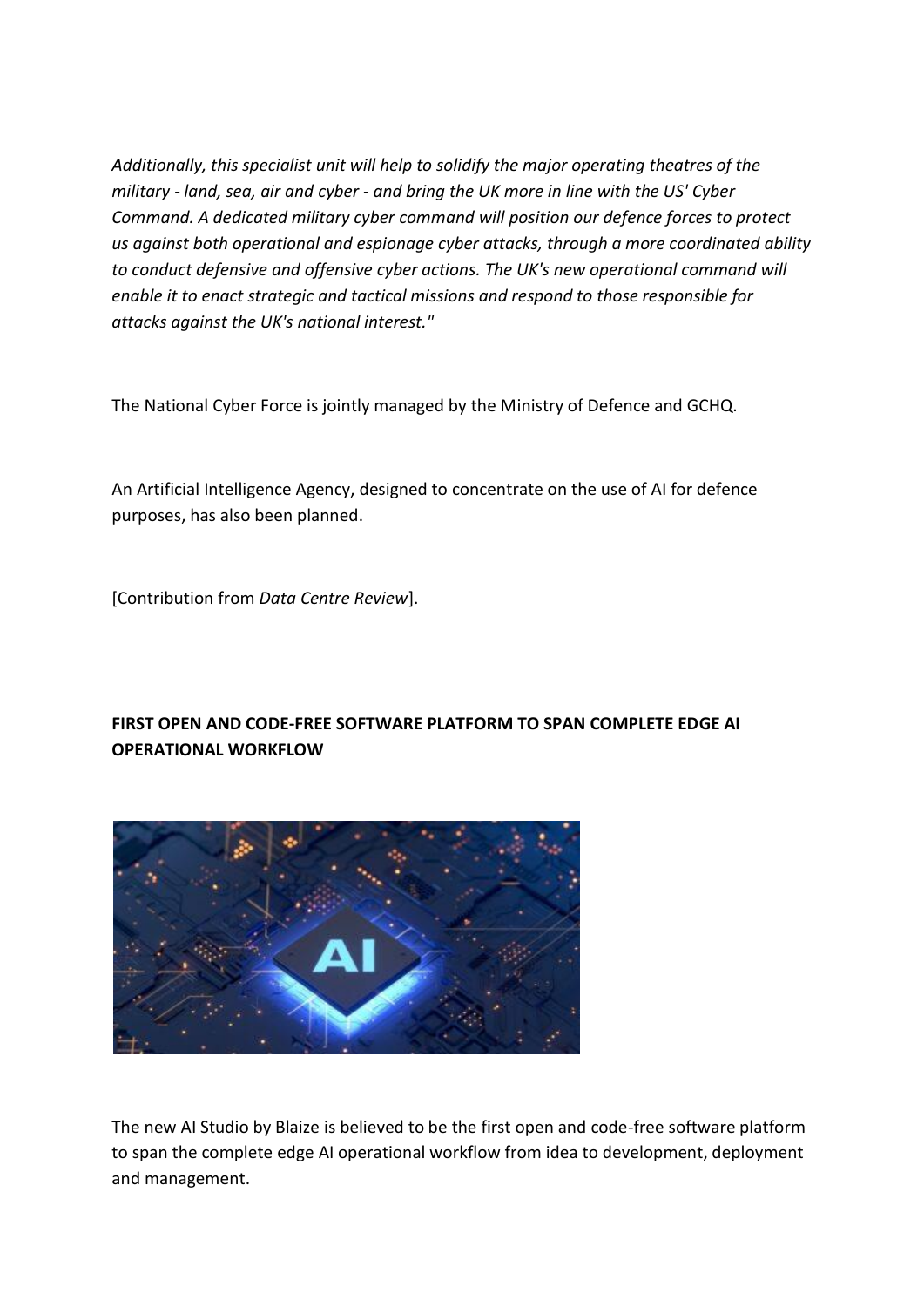*Additionally, this specialist unit will help to solidify the major operating theatres of the military - land, sea, air and cyber - and bring the UK more in line with the US' Cyber Command. A dedicated military cyber command will position our defence forces to protect us against both operational and espionage cyber attacks, through a more coordinated ability to conduct defensive and offensive cyber actions. The UK's new operational command will enable it to enact strategic and tactical missions and respond to those responsible for attacks against the UK's national interest."*

The National Cyber Force is jointly managed by the Ministry of Defence and GCHQ.

An Artificial Intelligence Agency, designed to concentrate on the use of AI for defence purposes, has also been planned.

[Contribution from *Data Centre Review*].

**FIRST OPEN AND CODE-FREE SOFTWARE PLATFORM TO SPAN COMPLETE EDGE AI OPERATIONAL WORKFLOW**

The new AI Studio by Blaize is believed to be the first open and code-free software platform to span the complete edge AI operational workflow from idea to development, deployment and management.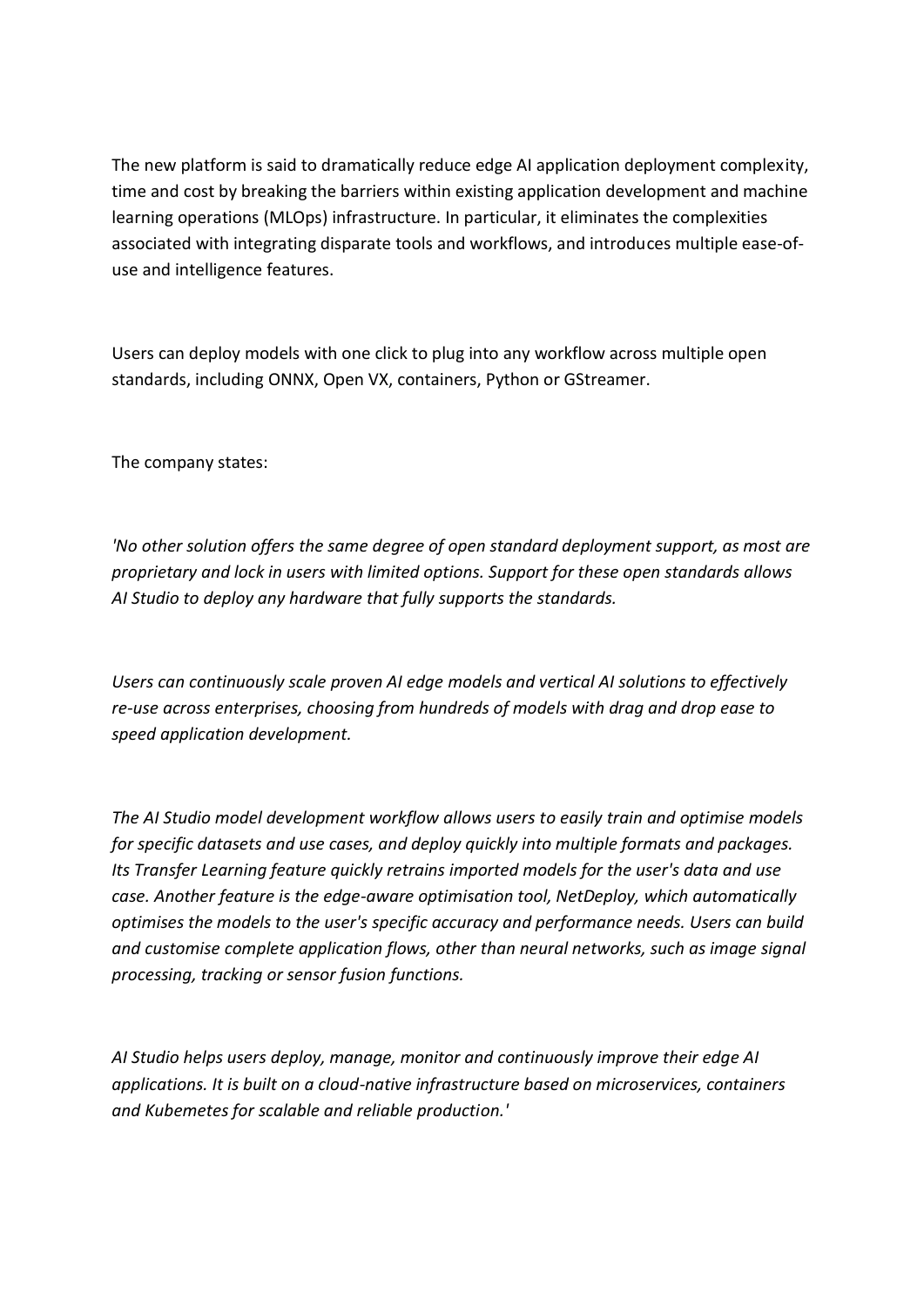The new platform is said to dramatically reduce edge AI application deployment complexity, time and cost by breaking the barriers within existing application development and machine learning operations (MLOps) infrastructure. In particular, it eliminates the complexities associated with integrating disparate tools and workflows, and introduces multiple ease-of-use and intelligence features.

Users can deploy models with one click to plug into any workflow across multiple open standards, including ONNX, Open VX, containers, Python or GStreamer.

The company states:

*'No other solution offers the same degree of open standard deployment support, as most are proprietary and lock in users with limited options. Support for these open standards allows AI Studio to deploy any hardware that fully supports the standards.*

*Users can continuously scale proven AI edge models and vertical AI solutions to effectively re-use across enterprises, choosing from hundreds of models with drag and drop ease to speed application development.*

*The AI Studio model development workflow allows users to easily train and optimise models for specific datasets and use cases, and deploy quickly into multiple formats and packages. Its Transfer Learning feature quickly retrains imported models for the user's data and use case. Another feature is the edge-aware optimisation tool, NetDeploy, which automatically optimises the models to the user's specific accuracy and performance needs. Users can build and customise complete application flows, other than neural networks, such as image signal processing, tracking or sensor fusion functions.*

*AI Studio helps users deploy, manage, monitor and continuously improve their edge AI applications. It is built on a cloud-native infrastructure based on microservices, containers and Kubemetes for scalable and reliable production.'*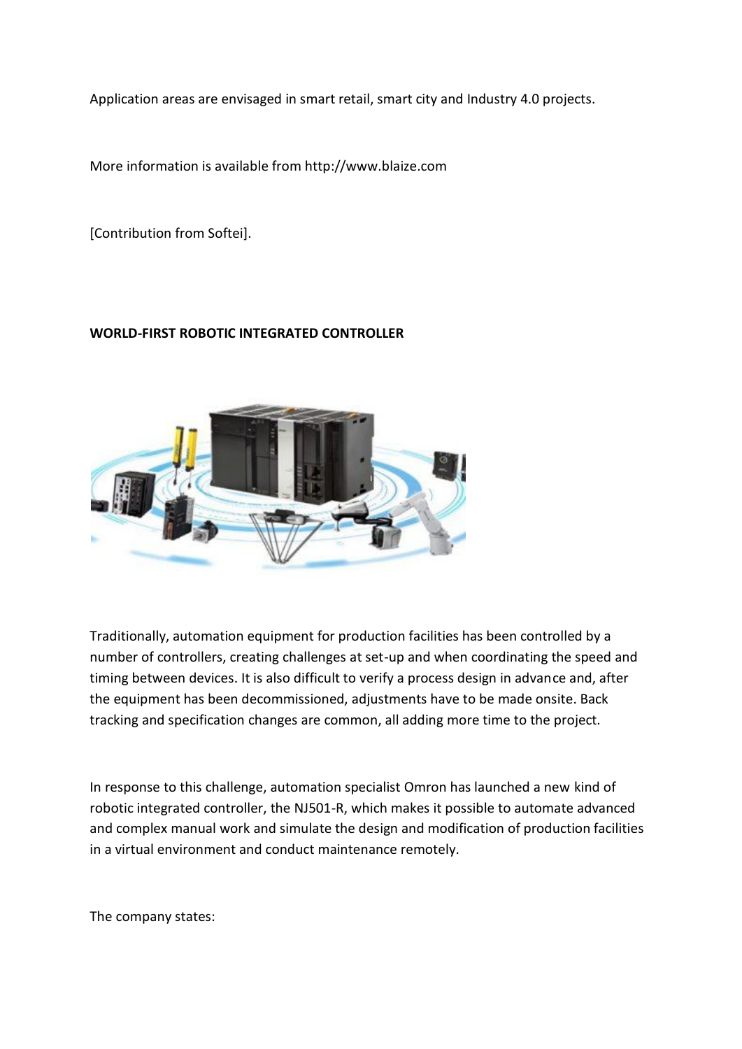Application areas are envisaged in smart retail, smart city and Industry 4.0 projects.

More information is available from http://www.blaize.com

[Contribution from Softei].

**WORLD-FIRST ROBOTIC INTEGRATED CONTROLLER**

Traditionally, automation equipment for production facilities has been controlled by a number of controllers, creating challenges at set-up and when coordinating the speed and timing between devices. It is also difficult to verify a process design in advance and, after the equipment has been decommissioned, adjustments have to be made onsite. Back tracking and specification changes are common, all adding more time to the project.

In response to this challenge, automation specialist Omron has launched a new kind of robotic integrated controller, the NJ501-R, which makes it possible to automate advanced and complex manual work and simulate the design and modification of production facilities in a virtual environment and conduct maintenance remotely.

The company states: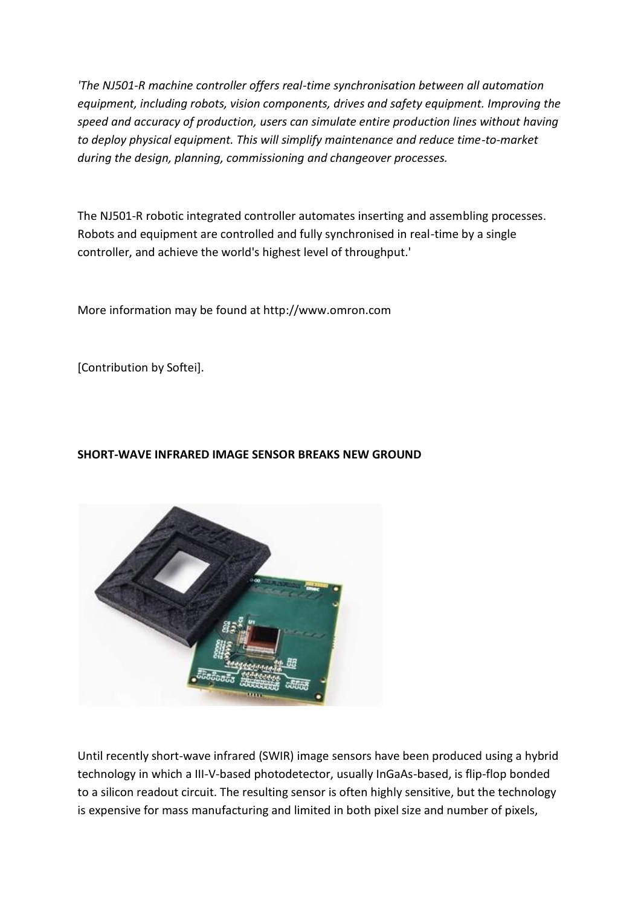*'The NJ501-R machine controller offers real-time synchronisation between all automation equipment, including robots, vision components, drives and safety equipment. Improving the speed and accuracy of production, users can simulate entire production lines without having to deploy physical equipment. This will simplify maintenance and reduce time-to-market during the design, planning, commissioning and changeover processes.*

The NJ501-R robotic integrated controller automates inserting and assembling processes. Robots and equipment are controlled and fully synchronised in real-time by a single controller, and achieve the world's highest level of throughput.'

More information may be found at http://www.omron.com

[Contribution by Softei].

**SHORT-WAVE INFRARED IMAGE SENSOR BREAKS NEW GROUND**

Until recently short-wave infrared (SWIR) image sensors have been produced using a hybrid technology in which a III-V-based photodetector, usually InGaAs-based, is flip-flop bonded to a silicon readout circuit. The resulting sensor is often highly sensitive, but the technology is expensive for mass manufacturing and limited in both pixel size and number of pixels,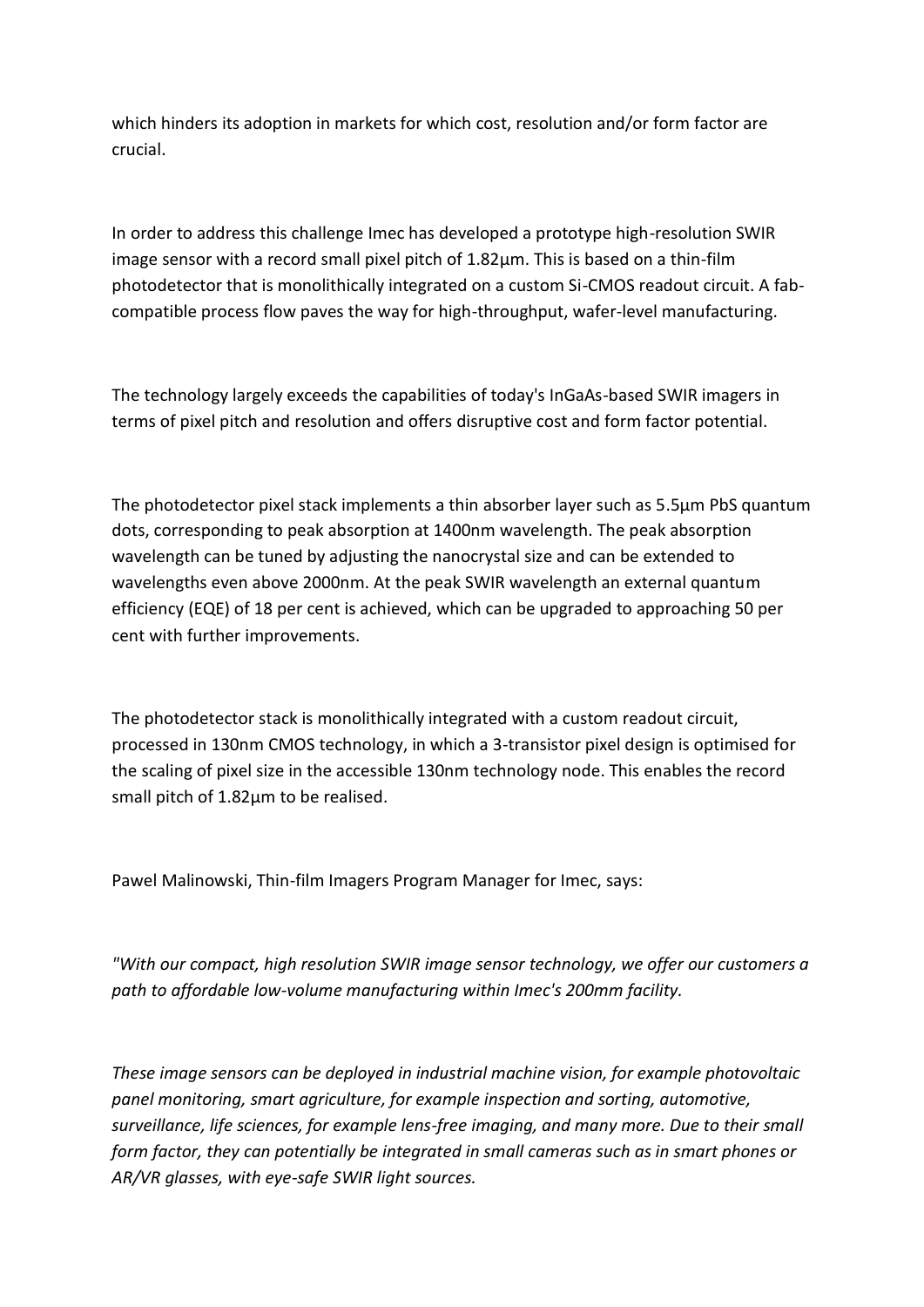which hinders its adoption in markets for which cost, resolution and/or form factor are crucial.

In order to address this challenge Imec has developed a prototype high-resolution SWIR image sensor with a record small pixel pitch of 1.82µm. This is based on a thin-film photodetector that is monolithically integrated on a custom Si-CMOS readout circuit. A fab-compatible process flow paves the way for high-throughput, wafer-level manufacturing.

The technology largely exceeds the capabilities of today's InGaAs-based SWIR imagers in terms of pixel pitch and resolution and offers disruptive cost and form factor potential.

The photodetector pixel stack implements a thin absorber layer such as 5.5µm PbS quantum dots, corresponding to peak absorption at 1400nm wavelength. The peak absorption wavelength can be tuned by adjusting the nanocrystal size and can be extended to wavelengths even above 2000nm. At the peak SWIR wavelength an external quantum efficiency (EQE) of 18 per cent is achieved, which can be upgraded to approaching 50 per cent with further improvements.

The photodetector stack is monolithically integrated with a custom readout circuit, processed in 130nm CMOS technology, in which a 3-transistor pixel design is optimised for the scaling of pixel size in the accessible 130nm technology node. This enables the record small pitch of 1.82µm to be realised.

Pawel Malinowski, Thin-film Imagers Program Manager for Imec, says:

*"With our compact, high resolution SWIR image sensor technology, we offer our customers a path to affordable low-volume manufacturing within Imec's 200mm facility.*

*These image sensors can be deployed in industrial machine vision, for example photovoltaic panel monitoring, smart agriculture, for example inspection and sorting, automotive, surveillance, life sciences, for example lens-free imaging, and many more. Due to their small form factor, they can potentially be integrated in small cameras such as in smart phones or AR/VR glasses, with eye-safe SWIR light sources.*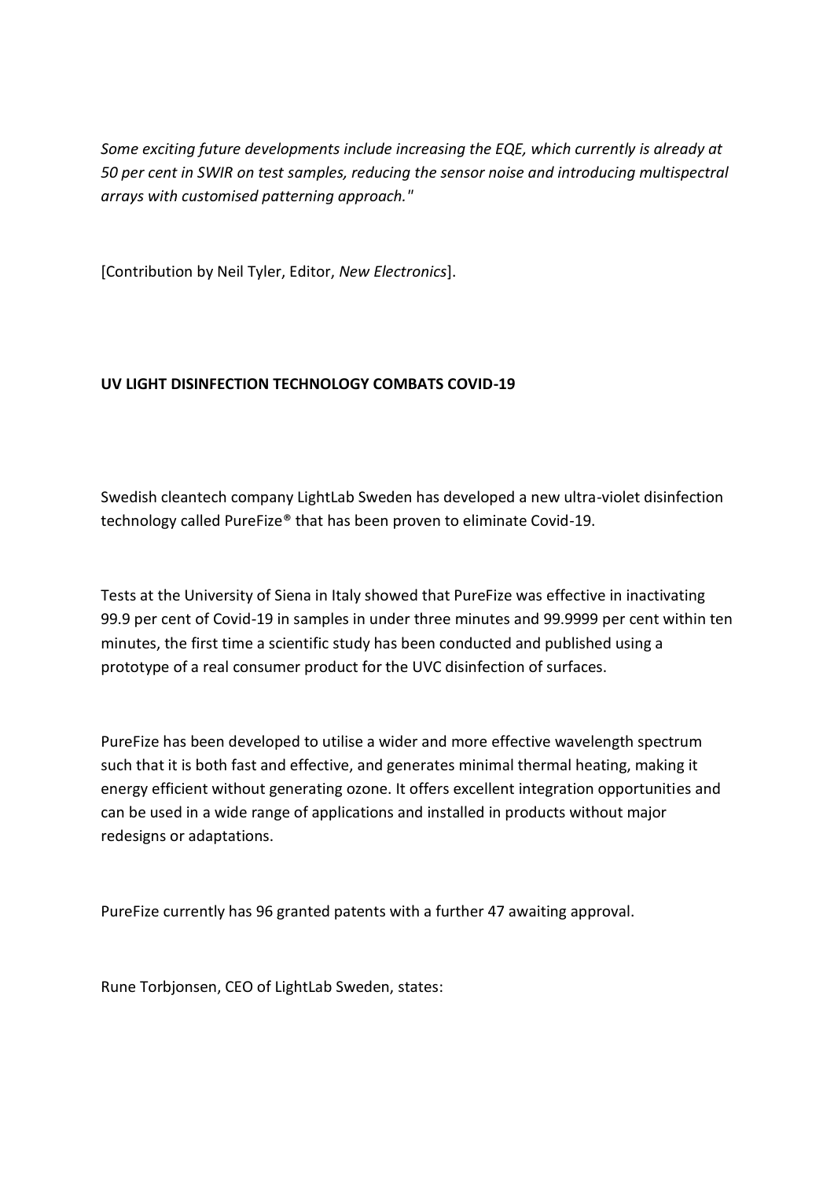*Some exciting future developments include increasing the EQE, which currently is already at 50 per cent in SWIR on test samples, reducing the sensor noise and introducing multispectral arrays with customised patterning approach."*

[Contribution by Neil Tyler, Editor, *New Electronics*].

**UV LIGHT DISINFECTION TECHNOLOGY COMBATS COVID-19**

Swedish cleantech company LightLab Sweden has developed a new ultra-violet disinfection technology called PureFize® that has been proven to eliminate Covid-19.

Tests at the University of Siena in Italy showed that PureFize was effective in inactivating 99.9 per cent of Covid-19 in samples in under three minutes and 99.9999 per cent within ten minutes, the first time a scientific study has been conducted and published using a prototype of a real consumer product for the UVC disinfection of surfaces.

PureFize has been developed to utilise a wider and more effective wavelength spectrum such that it is both fast and effective, and generates minimal thermal heating, making it energy efficient without generating ozone. It offers excellent integration opportunities and can be used in a wide range of applications and installed in products without major redesigns or adaptations.

PureFize currently has 96 granted patents with a further 47 awaiting approval.

Rune Torbjonsen, CEO of LightLab Sweden, states: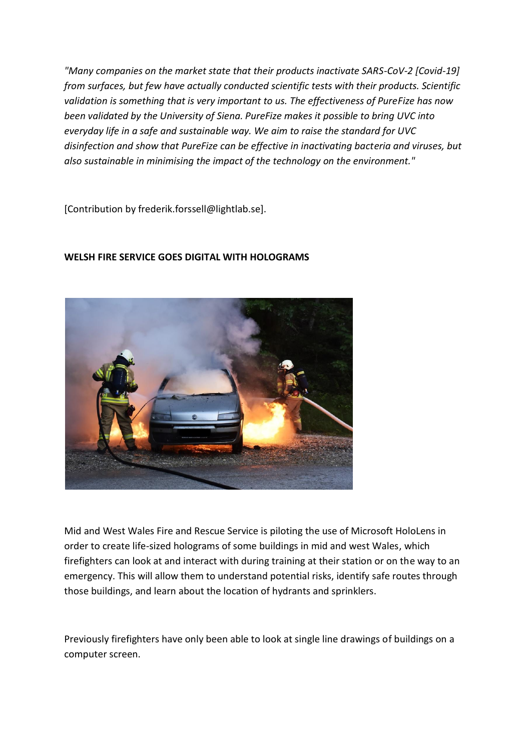*"Many companies on the market state that their products inactivate SARS-CoV-2 [Covid-19] from surfaces, but few have actually conducted scientific tests with their products. Scientific validation is something that is very important to us. The effectiveness of PureFize has now been validated by the University of Siena. PureFize makes it possible to bring UVC into everyday life in a safe and sustainable way. We aim to raise the standard for UVC disinfection and show that PureFize can be effective in inactivating bacteria and viruses, but also sustainable in minimising the impact of the technology on the environment."*

[Contribution by frederik.forssell@lightlab.se].

**WELSH FIRE SERVICE GOES DIGITAL WITH HOLOGRAMS**

Mid and West Wales Fire and Rescue Service is piloting the use of Microsoft HoloLens in order to create life-sized holograms of some buildings in mid and west Wales, which firefighters can look at and interact with during training at their station or on the way to an emergency. This will allow them to understand potential risks, identify safe routes through those buildings, and learn about the location of hydrants and sprinklers.

Previously firefighters have only been able to look at single line drawings of buildings on a computer screen.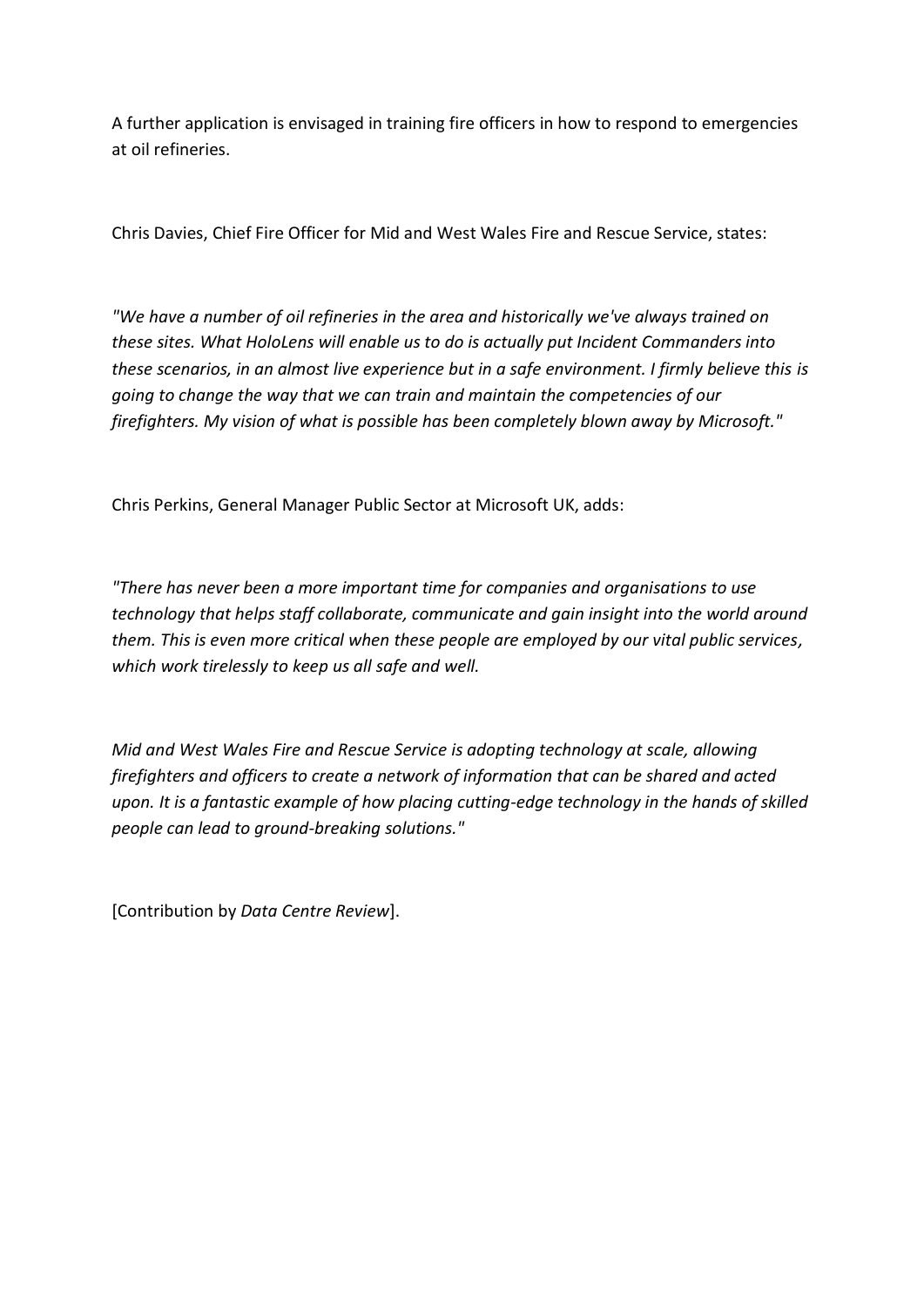A further application is envisaged in training fire officers in how to respond to emergencies at oil refineries.

Chris Davies, Chief Fire Officer for Mid and West Wales Fire and Rescue Service, states:

*"We have a number of oil refineries in the area and historically we've always trained on these sites. What HoloLens will enable us to do is actually put Incident Commanders into these scenarios, in an almost live experience but in a safe environment. I firmly believe this is going to change the way that we can train and maintain the competencies of our firefighters. My vision of what is possible has been completely blown away by Microsoft."*

Chris Perkins, General Manager Public Sector at Microsoft UK, adds:

*"There has never been a more important time for companies and organisations to use technology that helps staff collaborate, communicate and gain insight into the world around them. This is even more critical when these people are employed by our vital public services, which work tirelessly to keep us all safe and well.*

*Mid and West Wales Fire and Rescue Service is adopting technology at scale, allowing firefighters and officers to create a network of information that can be shared and acted upon. It is a fantastic example of how placing cutting-edge technology in the hands of skilled people can lead to ground-breaking solutions."*

[Contribution by *Data Centre Review*].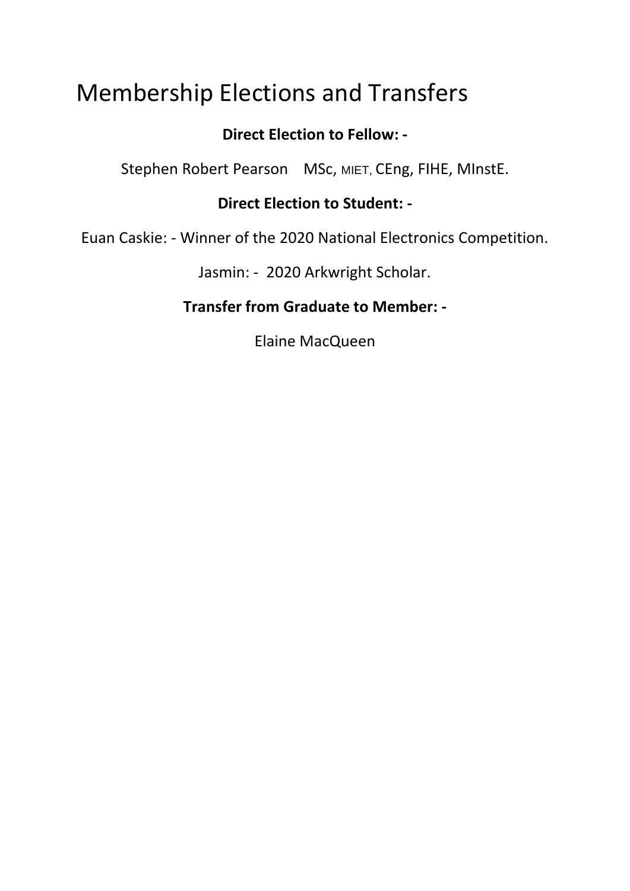# Membership Elections and Transfers

**Direct Election to Fellow: -**

Stephen Robert Pearson MSc, MIET, CEng, FIHE, MInstE.

**Direct Election to Student: -**

Euan Caskie: - Winner of the 2020 National Electronics Competition.

Jasmin: - 2020 Arkwright Scholar.

**Transfer from Graduate to Member: -**

Elaine MacQueen